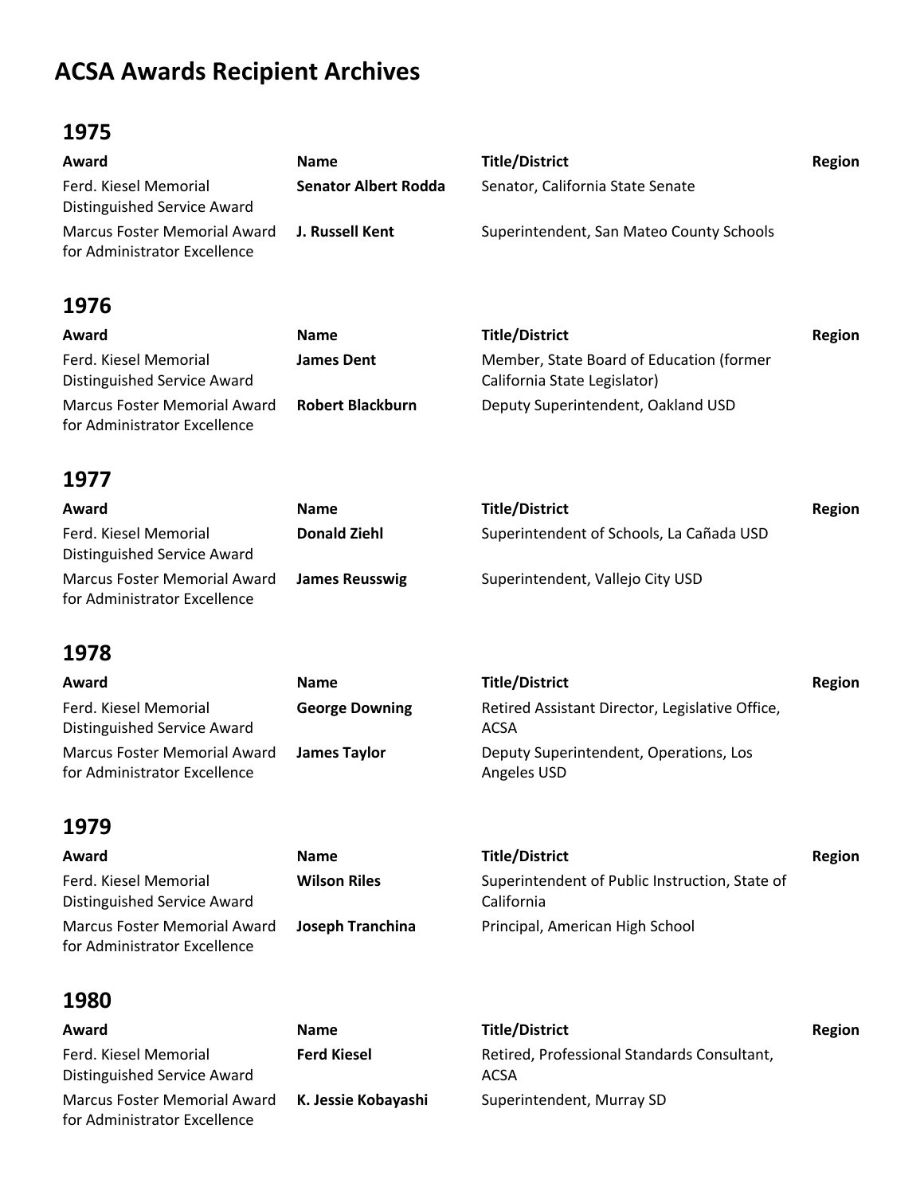# ACSA Awards Recipient Archives

## 1975

| Award | Name | Title/District | Region |
|---|---|---|---|
| Ferd. Kiesel Memorial Distinguished Service Award | **Senator Albert Rodda** | Senator, California State Senate | |
| Marcus Foster Memorial Award for Administrator Excellence | **J. Russell Kent** | Superintendent, San Mateo County Schools | |

## 1976

| Award | Name | Title/District | Region |
|---|---|---|---|
| Ferd. Kiesel Memorial Distinguished Service Award | **James Dent** | Member, State Board of Education (former California State Legislator) | |
| Marcus Foster Memorial Award for Administrator Excellence | **Robert Blackburn** | Deputy Superintendent, Oakland USD | |

## 1977

| Award | Name | Title/District | Region |
|---|---|---|---|
| Ferd. Kiesel Memorial Distinguished Service Award | **Donald Ziehl** | Superintendent of Schools, La Cañada USD | |
| Marcus Foster Memorial Award for Administrator Excellence | **James Reusswig** | Superintendent, Vallejo City USD | |

## 1978

| Award | Name | Title/District | Region |
|---|---|---|---|
| Ferd. Kiesel Memorial Distinguished Service Award | **George Downing** | Retired Assistant Director, Legislative Office, ACSA | |
| Marcus Foster Memorial Award for Administrator Excellence | **James Taylor** | Deputy Superintendent, Operations, Los Angeles USD | |

## 1979

| Award | Name | Title/District | Region |
|---|---|---|---|
| Ferd. Kiesel Memorial Distinguished Service Award | **Wilson Riles** | Superintendent of Public Instruction, State of California | |
| Marcus Foster Memorial Award for Administrator Excellence | **Joseph Tranchina** | Principal, American High School | |

## 1980

| Award | Name | Title/District | Region |
|---|---|---|---|
| Ferd. Kiesel Memorial Distinguished Service Award | **Ferd Kiesel** | Retired, Professional Standards Consultant, ACSA | |
| Marcus Foster Memorial Award for Administrator Excellence | **K. Jessie Kobayashi** | Superintendent, Murray SD | |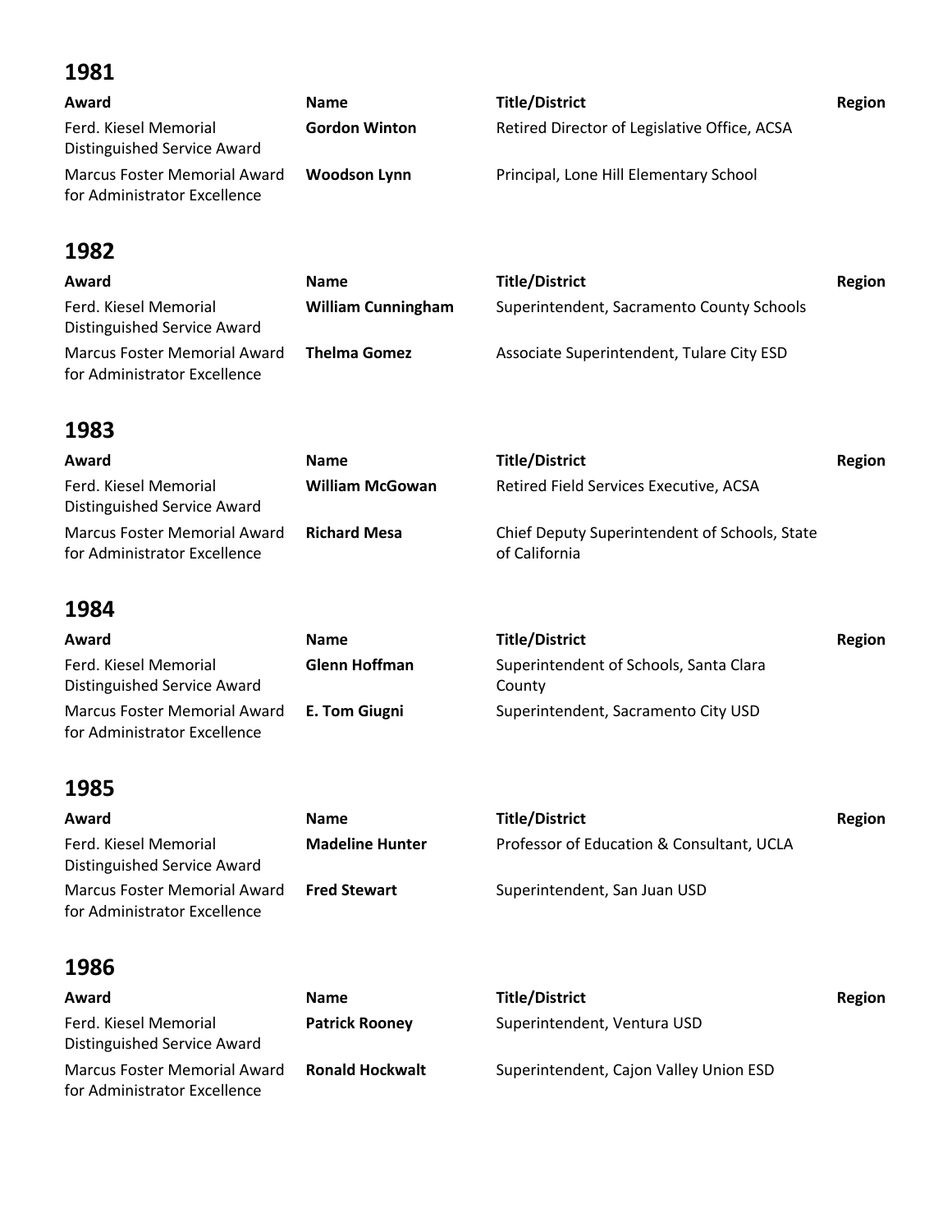## 1981

| Award | Name | Title/District | Region |
|---|---|---|---|
| Ferd. Kiesel Memorial Distinguished Service Award | **Gordon Winton** | Retired Director of Legislative Office, ACSA | |
| Marcus Foster Memorial Award for Administrator Excellence | **Woodson Lynn** | Principal, Lone Hill Elementary School | |

## 1982

| Award | Name | Title/District | Region |
|---|---|---|---|
| Ferd. Kiesel Memorial Distinguished Service Award | **William Cunningham** | Superintendent, Sacramento County Schools | |
| Marcus Foster Memorial Award for Administrator Excellence | **Thelma Gomez** | Associate Superintendent, Tulare City ESD | |

## 1983

| Award | Name | Title/District | Region |
|---|---|---|---|
| Ferd. Kiesel Memorial Distinguished Service Award | **William McGowan** | Retired Field Services Executive, ACSA | |
| Marcus Foster Memorial Award for Administrator Excellence | **Richard Mesa** | Chief Deputy Superintendent of Schools, State of California | |

## 1984

| Award | Name | Title/District | Region |
|---|---|---|---|
| Ferd. Kiesel Memorial Distinguished Service Award | **Glenn Hoffman** | Superintendent of Schools, Santa Clara County | |
| Marcus Foster Memorial Award for Administrator Excellence | **E. Tom Giugni** | Superintendent, Sacramento City USD | |

## 1985

| Award | Name | Title/District | Region |
|---|---|---|---|
| Ferd. Kiesel Memorial Distinguished Service Award | **Madeline Hunter** | Professor of Education & Consultant, UCLA | |
| Marcus Foster Memorial Award for Administrator Excellence | **Fred Stewart** | Superintendent, San Juan USD | |

## 1986

| Award | Name | Title/District | Region |
|---|---|---|---|
| Ferd. Kiesel Memorial Distinguished Service Award | **Patrick Rooney** | Superintendent, Ventura USD | |
| Marcus Foster Memorial Award for Administrator Excellence | **Ronald Hockwalt** | Superintendent, Cajon Valley Union ESD | |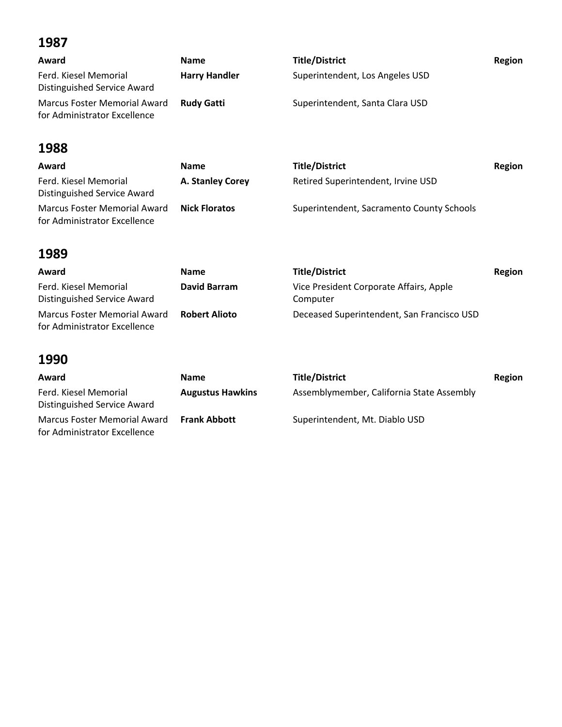## 1987

| Award | Name | Title/District | Region |
|---|---|---|---|
| Ferd. Kiesel Memorial Distinguished Service Award | **Harry Handler** | Superintendent, Los Angeles USD | |
| Marcus Foster Memorial Award for Administrator Excellence | **Rudy Gatti** | Superintendent, Santa Clara USD | |

## 1988

| Award | Name | Title/District | Region |
|---|---|---|---|
| Ferd. Kiesel Memorial Distinguished Service Award | **A. Stanley Corey** | Retired Superintendent, Irvine USD | |
| Marcus Foster Memorial Award for Administrator Excellence | **Nick Floratos** | Superintendent, Sacramento County Schools | |

## 1989

| Award | Name | Title/District | Region |
|---|---|---|---|
| Ferd. Kiesel Memorial Distinguished Service Award | **David Barram** | Vice President Corporate Affairs, Apple Computer | |
| Marcus Foster Memorial Award for Administrator Excellence | **Robert Alioto** | Deceased Superintendent, San Francisco USD | |

## 1990

| Award | Name | Title/District | Region |
|---|---|---|---|
| Ferd. Kiesel Memorial Distinguished Service Award | **Augustus Hawkins** | Assemblymember, California State Assembly | |
| Marcus Foster Memorial Award for Administrator Excellence | **Frank Abbott** | Superintendent, Mt. Diablo USD | |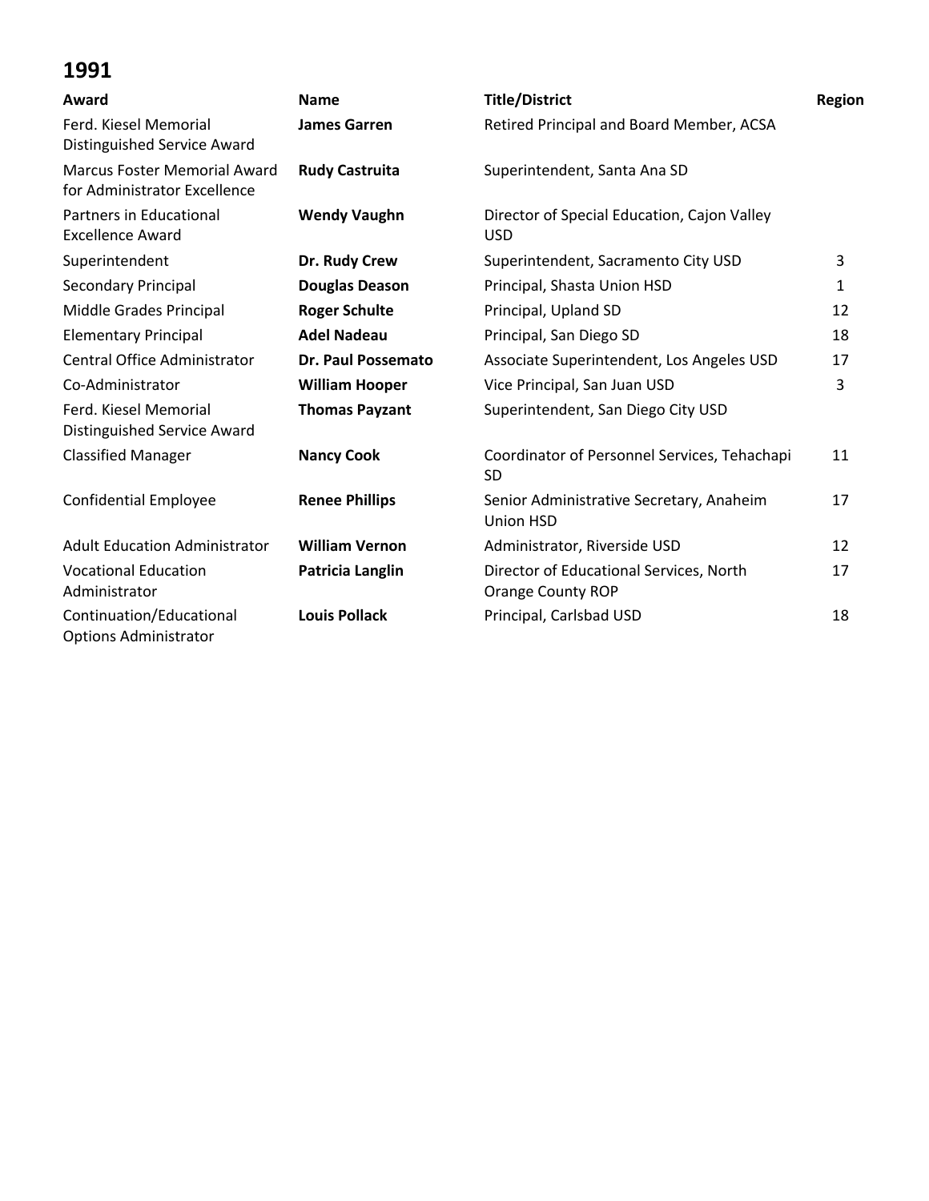## 1991

| Award | Name | Title/District | Region |
|---|---|---|---|
| Ferd. Kiesel Memorial Distinguished Service Award | **James Garren** | Retired Principal and Board Member, ACSA | |
| Marcus Foster Memorial Award for Administrator Excellence | **Rudy Castruita** | Superintendent, Santa Ana SD | |
| Partners in Educational Excellence Award | **Wendy Vaughn** | Director of Special Education, Cajon Valley USD | |
| Superintendent | **Dr. Rudy Crew** | Superintendent, Sacramento City USD | 3 |
| Secondary Principal | **Douglas Deason** | Principal, Shasta Union HSD | 1 |
| Middle Grades Principal | **Roger Schulte** | Principal, Upland SD | 12 |
| Elementary Principal | **Adel Nadeau** | Principal, San Diego SD | 18 |
| Central Office Administrator | **Dr. Paul Possemato** | Associate Superintendent, Los Angeles USD | 17 |
| Co-Administrator | **William Hooper** | Vice Principal, San Juan USD | 3 |
| Ferd. Kiesel Memorial Distinguished Service Award | **Thomas Payzant** | Superintendent, San Diego City USD | |
| Classified Manager | **Nancy Cook** | Coordinator of Personnel Services, Tehachapi SD | 11 |
| Confidential Employee | **Renee Phillips** | Senior Administrative Secretary, Anaheim Union HSD | 17 |
| Adult Education Administrator | **William Vernon** | Administrator, Riverside USD | 12 |
| Vocational Education Administrator | **Patricia Langlin** | Director of Educational Services, North Orange County ROP | 17 |
| Continuation/Educational Options Administrator | **Louis Pollack** | Principal, Carlsbad USD | 18 |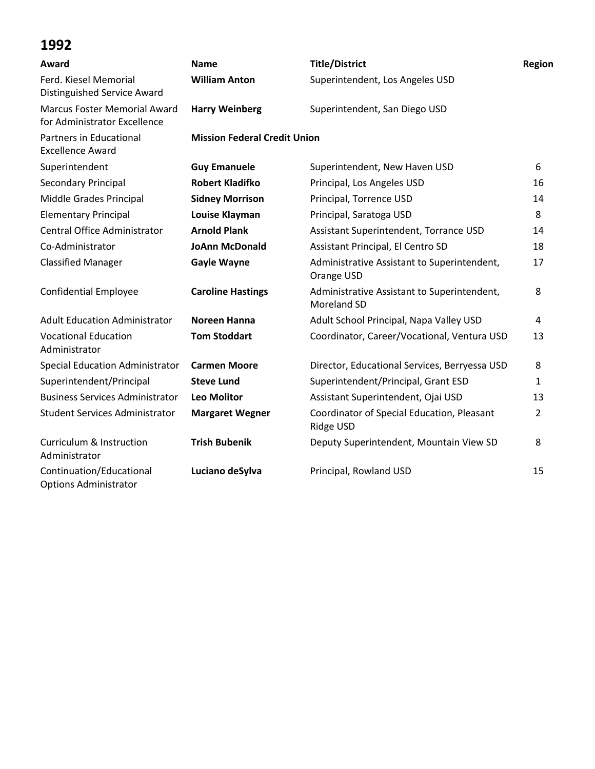# 1992

| Award | Name | Title/District | Region |
|---|---|---|---|
| Ferd. Kiesel Memorial Distinguished Service Award | **William Anton** | Superintendent, Los Angeles USD | |
| Marcus Foster Memorial Award for Administrator Excellence | **Harry Weinberg** | Superintendent, San Diego USD | |
| Partners in Educational Excellence Award | **Mission Federal Credit Union** | | |
| Superintendent | **Guy Emanuele** | Superintendent, New Haven USD | 6 |
| Secondary Principal | **Robert Kladifko** | Principal, Los Angeles USD | 16 |
| Middle Grades Principal | **Sidney Morrison** | Principal, Torrence USD | 14 |
| Elementary Principal | **Louise Klayman** | Principal, Saratoga USD | 8 |
| Central Office Administrator | **Arnold Plank** | Assistant Superintendent, Torrance USD | 14 |
| Co-Administrator | **JoAnn McDonald** | Assistant Principal, El Centro SD | 18 |
| Classified Manager | **Gayle Wayne** | Administrative Assistant to Superintendent, Orange USD | 17 |
| Confidential Employee | **Caroline Hastings** | Administrative Assistant to Superintendent, Moreland SD | 8 |
| Adult Education Administrator | **Noreen Hanna** | Adult School Principal, Napa Valley USD | 4 |
| Vocational Education Administrator | **Tom Stoddart** | Coordinator, Career/Vocational, Ventura USD | 13 |
| Special Education Administrator | **Carmen Moore** | Director, Educational Services, Berryessa USD | 8 |
| Superintendent/Principal | **Steve Lund** | Superintendent/Principal, Grant ESD | 1 |
| Business Services Administrator | **Leo Molitor** | Assistant Superintendent, Ojai USD | 13 |
| Student Services Administrator | **Margaret Wegner** | Coordinator of Special Education, Pleasant Ridge USD | 2 |
| Curriculum & Instruction Administrator | **Trish Bubenik** | Deputy Superintendent, Mountain View SD | 8 |
| Continuation/Educational Options Administrator | **Luciano deSylva** | Principal, Rowland USD | 15 |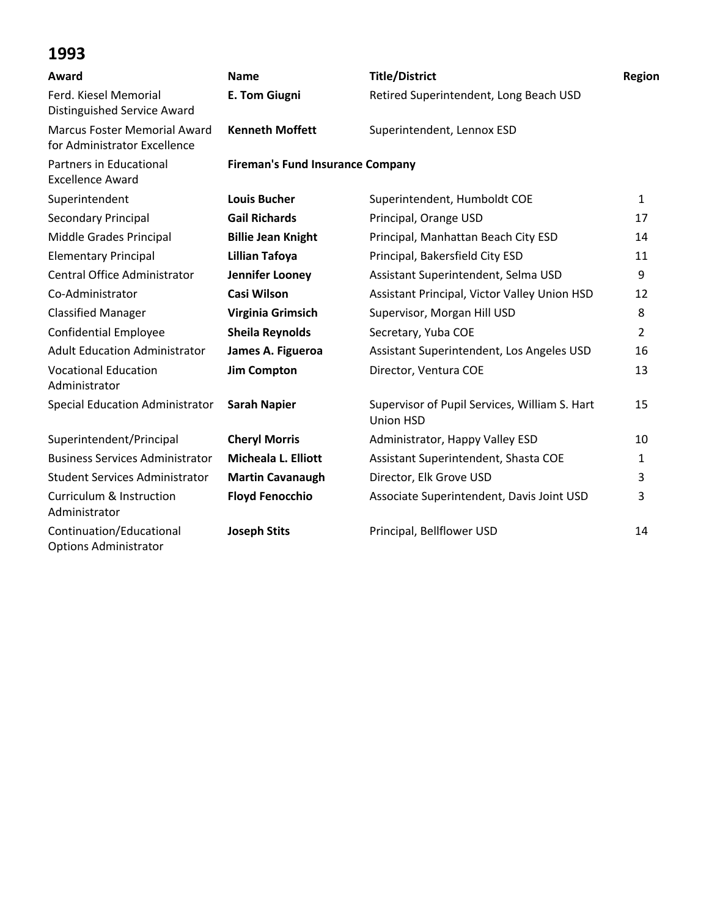# 1993

| Award | Name | Title/District | Region |
|---|---|---|---|
| Ferd. Kiesel Memorial Distinguished Service Award | **E. Tom Giugni** | Retired Superintendent, Long Beach USD | |
| Marcus Foster Memorial Award for Administrator Excellence | **Kenneth Moffett** | Superintendent, Lennox ESD | |
| Partners in Educational Excellence Award | **Fireman's Fund Insurance Company** | | |
| Superintendent | **Louis Bucher** | Superintendent, Humboldt COE | 1 |
| Secondary Principal | **Gail Richards** | Principal, Orange USD | 17 |
| Middle Grades Principal | **Billie Jean Knight** | Principal, Manhattan Beach City ESD | 14 |
| Elementary Principal | **Lillian Tafoya** | Principal, Bakersfield City ESD | 11 |
| Central Office Administrator | **Jennifer Looney** | Assistant Superintendent, Selma USD | 9 |
| Co-Administrator | **Casi Wilson** | Assistant Principal, Victor Valley Union HSD | 12 |
| Classified Manager | **Virginia Grimsich** | Supervisor, Morgan Hill USD | 8 |
| Confidential Employee | **Sheila Reynolds** | Secretary, Yuba COE | 2 |
| Adult Education Administrator | **James A. Figueroa** | Assistant Superintendent, Los Angeles USD | 16 |
| Vocational Education Administrator | **Jim Compton** | Director, Ventura COE | 13 |
| Special Education Administrator | **Sarah Napier** | Supervisor of Pupil Services, William S. Hart Union HSD | 15 |
| Superintendent/Principal | **Cheryl Morris** | Administrator, Happy Valley ESD | 10 |
| Business Services Administrator | **Micheala L. Elliott** | Assistant Superintendent, Shasta COE | 1 |
| Student Services Administrator | **Martin Cavanaugh** | Director, Elk Grove USD | 3 |
| Curriculum & Instruction Administrator | **Floyd Fenocchio** | Associate Superintendent, Davis Joint USD | 3 |
| Continuation/Educational Options Administrator | **Joseph Stits** | Principal, Bellflower USD | 14 |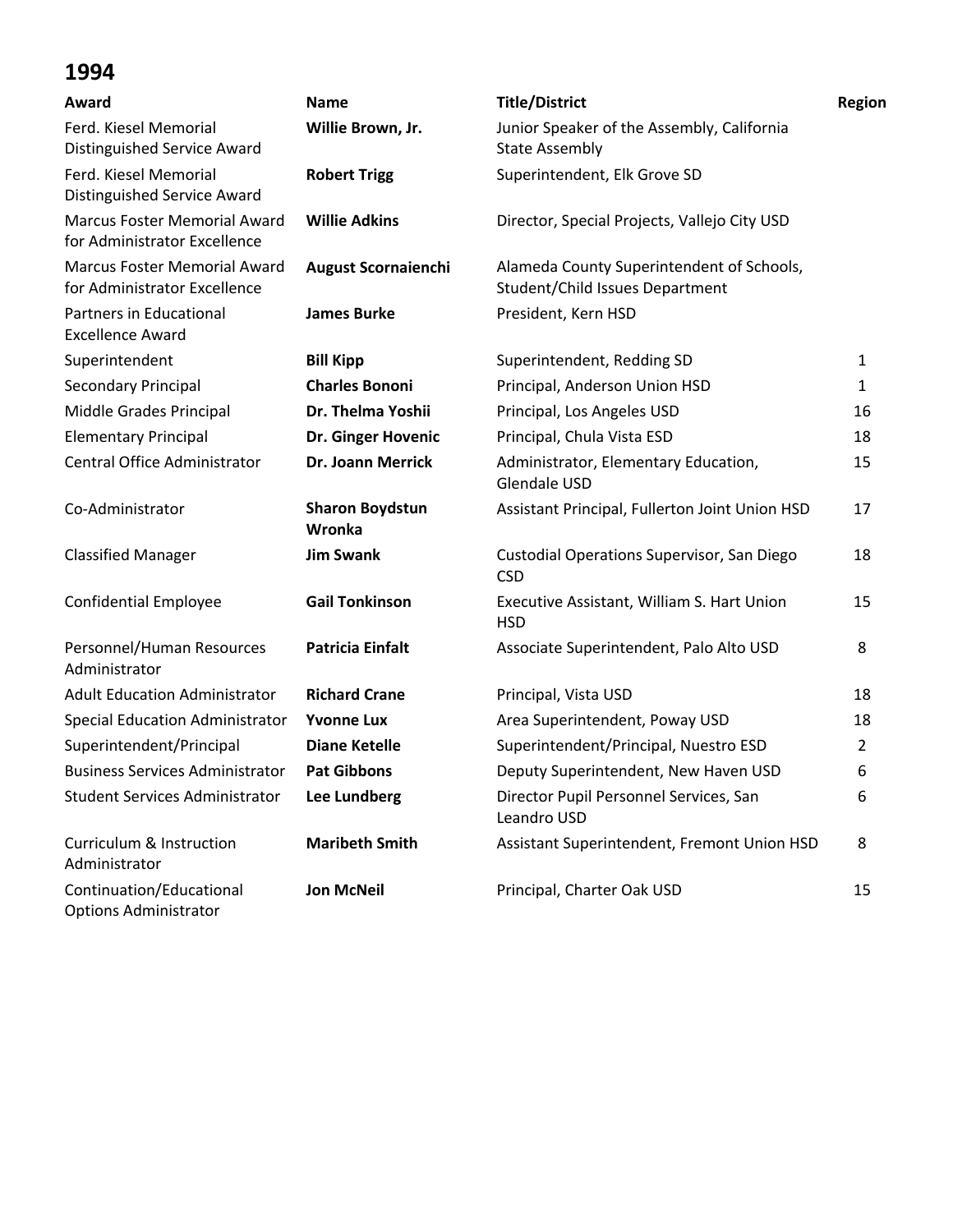## 1994

| Award | Name | Title/District | Region |
|---|---|---|---|
| Ferd. Kiesel Memorial Distinguished Service Award | **Willie Brown, Jr.** | Junior Speaker of the Assembly, California State Assembly | |
| Ferd. Kiesel Memorial Distinguished Service Award | **Robert Trigg** | Superintendent, Elk Grove SD | |
| Marcus Foster Memorial Award for Administrator Excellence | **Willie Adkins** | Director, Special Projects, Vallejo City USD | |
| Marcus Foster Memorial Award for Administrator Excellence | **August Scornaienchi** | Alameda County Superintendent of Schools, Student/Child Issues Department | |
| Partners in Educational Excellence Award | **James Burke** | President, Kern HSD | |
| Superintendent | **Bill Kipp** | Superintendent, Redding SD | 1 |
| Secondary Principal | **Charles Bononi** | Principal, Anderson Union HSD | 1 |
| Middle Grades Principal | **Dr. Thelma Yoshii** | Principal, Los Angeles USD | 16 |
| Elementary Principal | **Dr. Ginger Hovenic** | Principal, Chula Vista ESD | 18 |
| Central Office Administrator | **Dr. Joann Merrick** | Administrator, Elementary Education, Glendale USD | 15 |
| Co-Administrator | **Sharon Boydstun Wronka** | Assistant Principal, Fullerton Joint Union HSD | 17 |
| Classified Manager | **Jim Swank** | Custodial Operations Supervisor, San Diego CSD | 18 |
| Confidential Employee | **Gail Tonkinson** | Executive Assistant, William S. Hart Union HSD | 15 |
| Personnel/Human Resources Administrator | **Patricia Einfalt** | Associate Superintendent, Palo Alto USD | 8 |
| Adult Education Administrator | **Richard Crane** | Principal, Vista USD | 18 |
| Special Education Administrator | **Yvonne Lux** | Area Superintendent, Poway USD | 18 |
| Superintendent/Principal | **Diane Ketelle** | Superintendent/Principal, Nuestro ESD | 2 |
| Business Services Administrator | **Pat Gibbons** | Deputy Superintendent, New Haven USD | 6 |
| Student Services Administrator | **Lee Lundberg** | Director Pupil Personnel Services, San Leandro USD | 6 |
| Curriculum & Instruction Administrator | **Maribeth Smith** | Assistant Superintendent, Fremont Union HSD | 8 |
| Continuation/Educational Options Administrator | **Jon McNeil** | Principal, Charter Oak USD | 15 |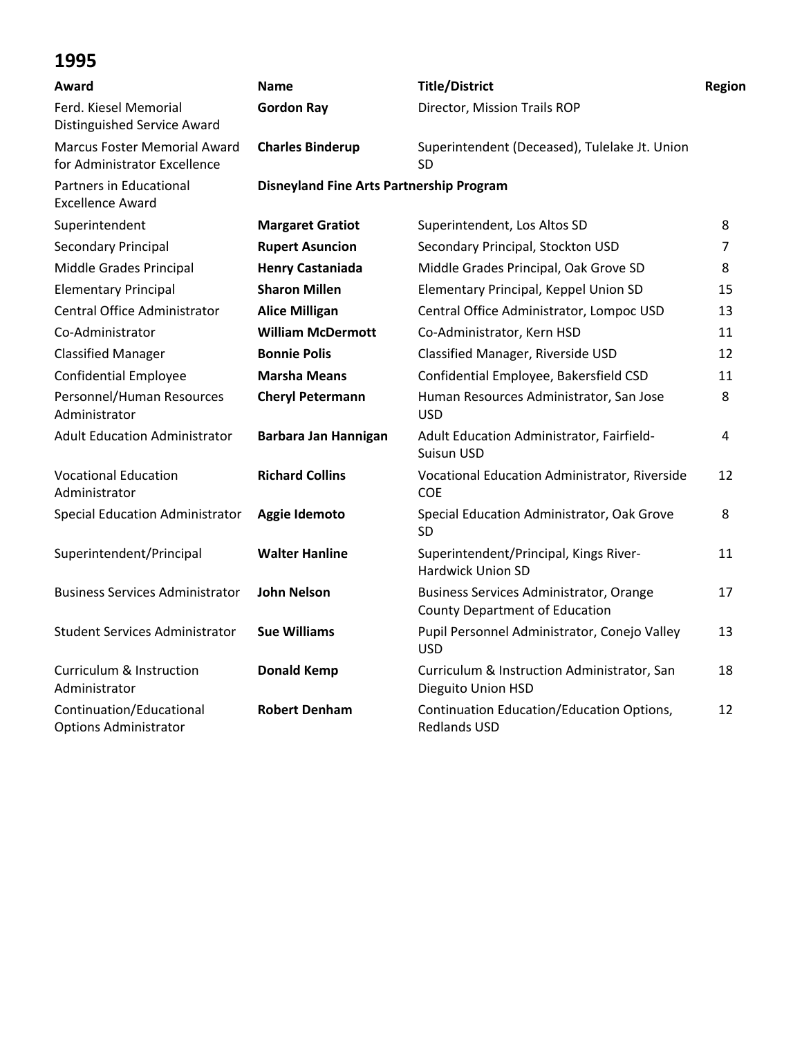## 1995

| Award | Name | Title/District | Region |
|---|---|---|---|
| Ferd. Kiesel Memorial Distinguished Service Award | **Gordon Ray** | Director, Mission Trails ROP | |
| Marcus Foster Memorial Award for Administrator Excellence | **Charles Binderup** | Superintendent (Deceased), Tulelake Jt. Union SD | |
| Partners in Educational Excellence Award | **Disneyland Fine Arts Partnership Program** | | |
| Superintendent | **Margaret Gratiot** | Superintendent, Los Altos SD | 8 |
| Secondary Principal | **Rupert Asuncion** | Secondary Principal, Stockton USD | 7 |
| Middle Grades Principal | **Henry Castaniada** | Middle Grades Principal, Oak Grove SD | 8 |
| Elementary Principal | **Sharon Millen** | Elementary Principal, Keppel Union SD | 15 |
| Central Office Administrator | **Alice Milligan** | Central Office Administrator, Lompoc USD | 13 |
| Co-Administrator | **William McDermott** | Co-Administrator, Kern HSD | 11 |
| Classified Manager | **Bonnie Polis** | Classified Manager, Riverside USD | 12 |
| Confidential Employee | **Marsha Means** | Confidential Employee, Bakersfield CSD | 11 |
| Personnel/Human Resources Administrator | **Cheryl Petermann** | Human Resources Administrator, San Jose USD | 8 |
| Adult Education Administrator | **Barbara Jan Hannigan** | Adult Education Administrator, Fairfield-Suisun USD | 4 |
| Vocational Education Administrator | **Richard Collins** | Vocational Education Administrator, Riverside COE | 12 |
| Special Education Administrator | **Aggie Idemoto** | Special Education Administrator, Oak Grove SD | 8 |
| Superintendent/Principal | **Walter Hanline** | Superintendent/Principal, Kings River-Hardwick Union SD | 11 |
| Business Services Administrator | **John Nelson** | Business Services Administrator, Orange County Department of Education | 17 |
| Student Services Administrator | **Sue Williams** | Pupil Personnel Administrator, Conejo Valley USD | 13 |
| Curriculum & Instruction Administrator | **Donald Kemp** | Curriculum & Instruction Administrator, San Dieguito Union HSD | 18 |
| Continuation/Educational Options Administrator | **Robert Denham** | Continuation Education/Education Options, Redlands USD | 12 |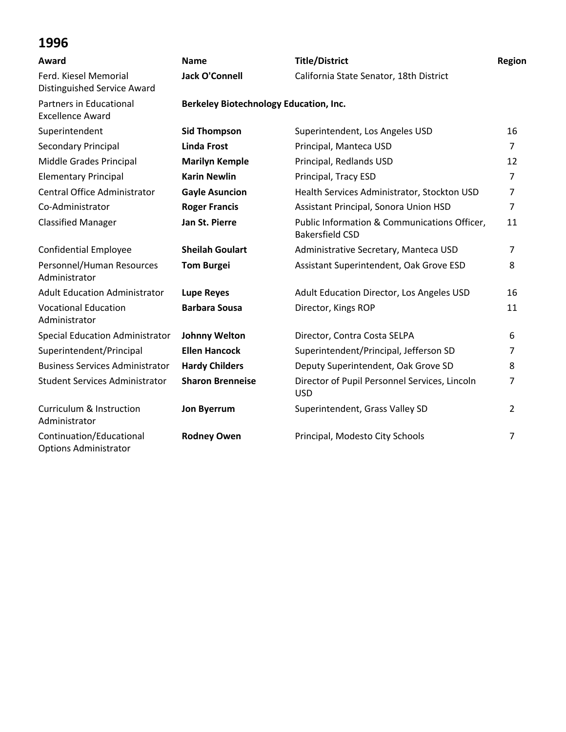# 1996

| Award | Name | Title/District | Region |
|---|---|---|---|
| Ferd. Kiesel Memorial Distinguished Service Award | **Jack O'Connell** | California State Senator, 18th District | |
| Partners in Educational Excellence Award | **Berkeley Biotechnology Education, Inc.** | | |
| Superintendent | **Sid Thompson** | Superintendent, Los Angeles USD | 16 |
| Secondary Principal | **Linda Frost** | Principal, Manteca USD | 7 |
| Middle Grades Principal | **Marilyn Kemple** | Principal, Redlands USD | 12 |
| Elementary Principal | **Karin Newlin** | Principal, Tracy ESD | 7 |
| Central Office Administrator | **Gayle Asuncion** | Health Services Administrator, Stockton USD | 7 |
| Co-Administrator | **Roger Francis** | Assistant Principal, Sonora Union HSD | 7 |
| Classified Manager | **Jan St. Pierre** | Public Information & Communications Officer, Bakersfield CSD | 11 |
| Confidential Employee | **Sheilah Goulart** | Administrative Secretary, Manteca USD | 7 |
| Personnel/Human Resources Administrator | **Tom Burgei** | Assistant Superintendent, Oak Grove ESD | 8 |
| Adult Education Administrator | **Lupe Reyes** | Adult Education Director, Los Angeles USD | 16 |
| Vocational Education Administrator | **Barbara Sousa** | Director, Kings ROP | 11 |
| Special Education Administrator | **Johnny Welton** | Director, Contra Costa SELPA | 6 |
| Superintendent/Principal | **Ellen Hancock** | Superintendent/Principal, Jefferson SD | 7 |
| Business Services Administrator | **Hardy Childers** | Deputy Superintendent, Oak Grove SD | 8 |
| Student Services Administrator | **Sharon Brenneise** | Director of Pupil Personnel Services, Lincoln USD | 7 |
| Curriculum & Instruction Administrator | **Jon Byerrum** | Superintendent, Grass Valley SD | 2 |
| Continuation/Educational Options Administrator | **Rodney Owen** | Principal, Modesto City Schools | 7 |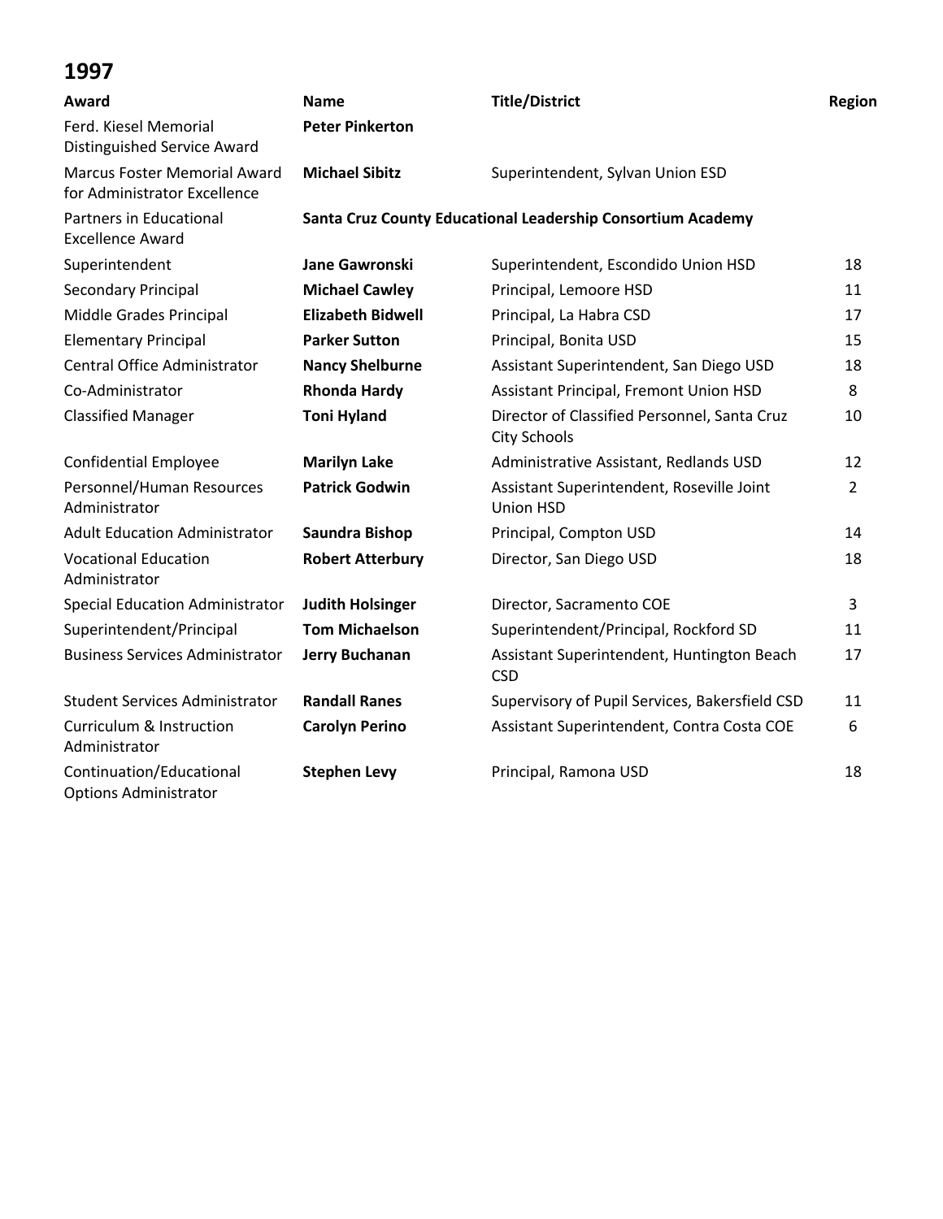# 1997

| Award | Name | Title/District | Region |
|---|---|---|---|
| Ferd. Kiesel Memorial Distinguished Service Award | **Peter Pinkerton** | | |
| Marcus Foster Memorial Award for Administrator Excellence | **Michael Sibitz** | Superintendent, Sylvan Union ESD | |
| Partners in Educational Excellence Award | **Santa Cruz County Educational Leadership Consortium Academy** | | |
| Superintendent | **Jane Gawronski** | Superintendent, Escondido Union HSD | 18 |
| Secondary Principal | **Michael Cawley** | Principal, Lemoore HSD | 11 |
| Middle Grades Principal | **Elizabeth Bidwell** | Principal, La Habra CSD | 17 |
| Elementary Principal | **Parker Sutton** | Principal, Bonita USD | 15 |
| Central Office Administrator | **Nancy Shelburne** | Assistant Superintendent, San Diego USD | 18 |
| Co-Administrator | **Rhonda Hardy** | Assistant Principal, Fremont Union HSD | 8 |
| Classified Manager | **Toni Hyland** | Director of Classified Personnel, Santa Cruz City Schools | 10 |
| Confidential Employee | **Marilyn Lake** | Administrative Assistant, Redlands USD | 12 |
| Personnel/Human Resources Administrator | **Patrick Godwin** | Assistant Superintendent, Roseville Joint Union HSD | 2 |
| Adult Education Administrator | **Saundra Bishop** | Principal, Compton USD | 14 |
| Vocational Education Administrator | **Robert Atterbury** | Director, San Diego USD | 18 |
| Special Education Administrator | **Judith Holsinger** | Director, Sacramento COE | 3 |
| Superintendent/Principal | **Tom Michaelson** | Superintendent/Principal, Rockford SD | 11 |
| Business Services Administrator | **Jerry Buchanan** | Assistant Superintendent, Huntington Beach CSD | 17 |
| Student Services Administrator | **Randall Ranes** | Supervisory of Pupil Services, Bakersfield CSD | 11 |
| Curriculum & Instruction Administrator | **Carolyn Perino** | Assistant Superintendent, Contra Costa COE | 6 |
| Continuation/Educational Options Administrator | **Stephen Levy** | Principal, Ramona USD | 18 |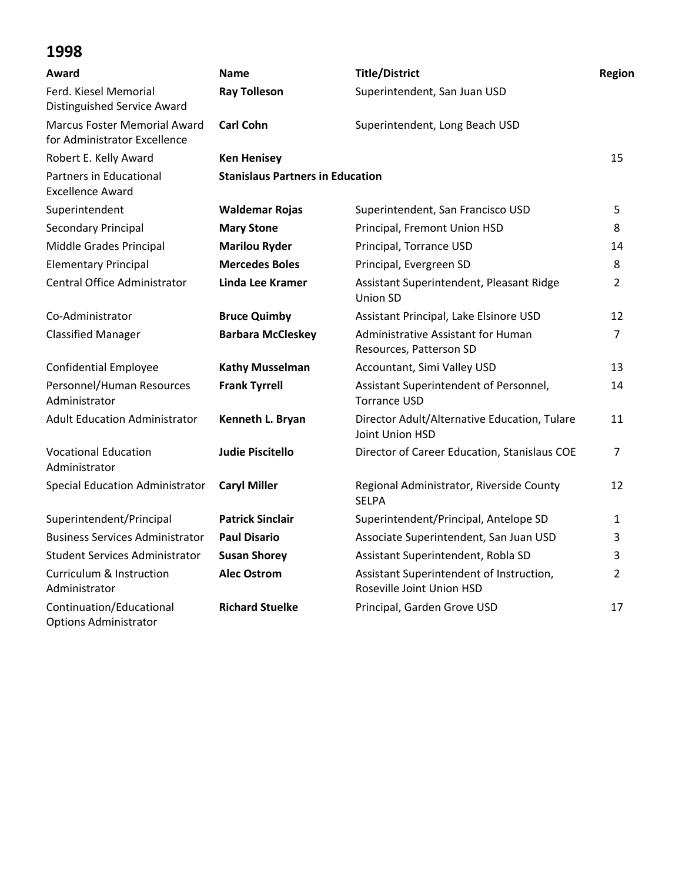# 1998

| Award | Name | Title/District | Region |
|---|---|---|---|
| Ferd. Kiesel Memorial Distinguished Service Award | **Ray Tolleson** | Superintendent, San Juan USD | |
| Marcus Foster Memorial Award for Administrator Excellence | **Carl Cohn** | Superintendent, Long Beach USD | |
| Robert E. Kelly Award | **Ken Henisey** | | 15 |
| Partners in Educational Excellence Award | **Stanislaus Partners in Education** | | |
| Superintendent | **Waldemar Rojas** | Superintendent, San Francisco USD | 5 |
| Secondary Principal | **Mary Stone** | Principal, Fremont Union HSD | 8 |
| Middle Grades Principal | **Marilou Ryder** | Principal, Torrance USD | 14 |
| Elementary Principal | **Mercedes Boles** | Principal, Evergreen SD | 8 |
| Central Office Administrator | **Linda Lee Kramer** | Assistant Superintendent, Pleasant Ridge Union SD | 2 |
| Co-Administrator | **Bruce Quimby** | Assistant Principal, Lake Elsinore USD | 12 |
| Classified Manager | **Barbara McCleskey** | Administrative Assistant for Human Resources, Patterson SD | 7 |
| Confidential Employee | **Kathy Musselman** | Accountant, Simi Valley USD | 13 |
| Personnel/Human Resources Administrator | **Frank Tyrrell** | Assistant Superintendent of Personnel, Torrance USD | 14 |
| Adult Education Administrator | **Kenneth L. Bryan** | Director Adult/Alternative Education, Tulare Joint Union HSD | 11 |
| Vocational Education Administrator | **Judie Piscitello** | Director of Career Education, Stanislaus COE | 7 |
| Special Education Administrator | **Caryl Miller** | Regional Administrator, Riverside County SELPA | 12 |
| Superintendent/Principal | **Patrick Sinclair** | Superintendent/Principal, Antelope SD | 1 |
| Business Services Administrator | **Paul Disario** | Associate Superintendent, San Juan USD | 3 |
| Student Services Administrator | **Susan Shorey** | Assistant Superintendent, Robla SD | 3 |
| Curriculum & Instruction Administrator | **Alec Ostrom** | Assistant Superintendent of Instruction, Roseville Joint Union HSD | 2 |
| Continuation/Educational Options Administrator | **Richard Stuelke** | Principal, Garden Grove USD | 17 |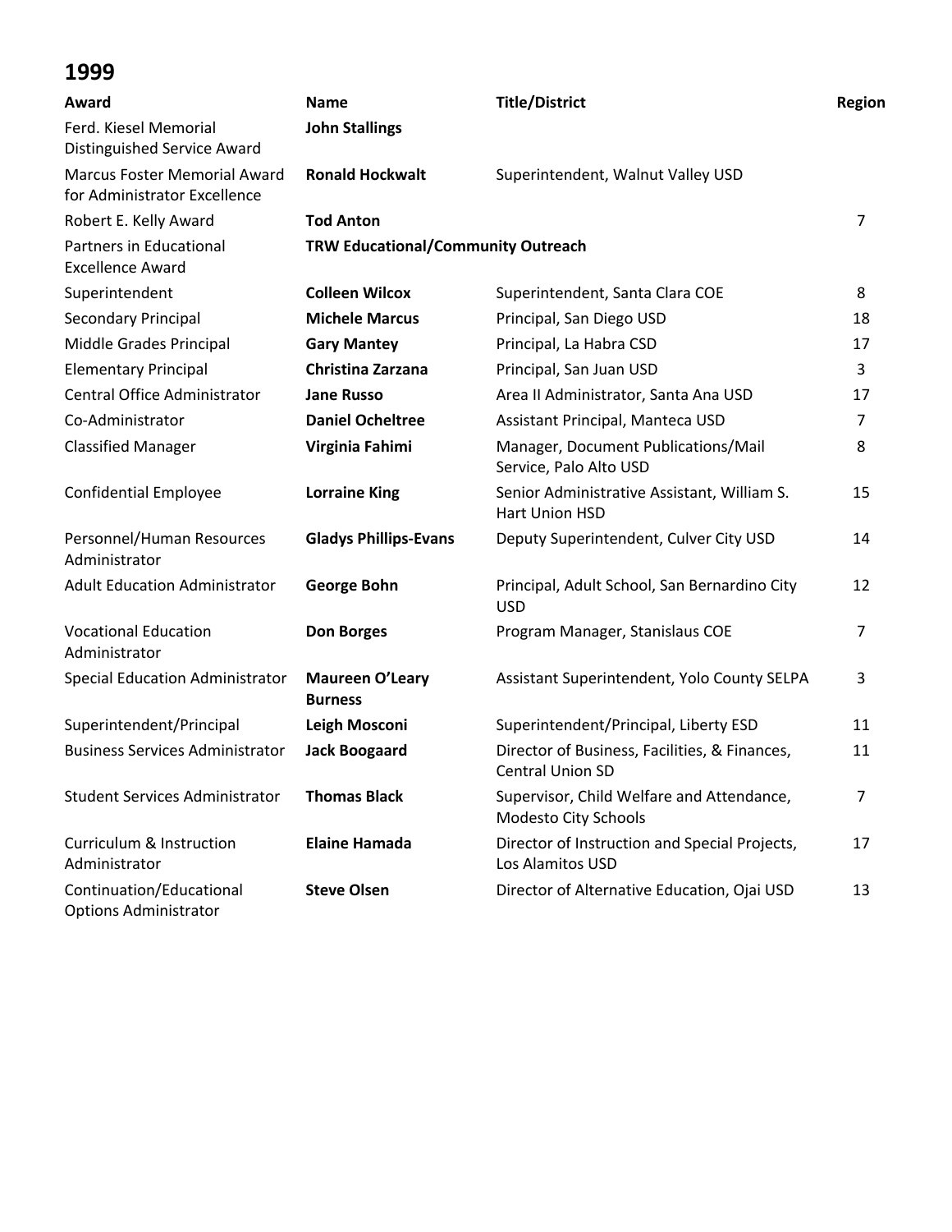## 1999

| Award | Name | Title/District | Region |
|---|---|---|---|
| Ferd. Kiesel Memorial Distinguished Service Award | **John Stallings** | | |
| Marcus Foster Memorial Award for Administrator Excellence | **Ronald Hockwalt** | Superintendent, Walnut Valley USD | |
| Robert E. Kelly Award | **Tod Anton** | | 7 |
| Partners in Educational Excellence Award | **TRW Educational/Community Outreach** | | |
| Superintendent | **Colleen Wilcox** | Superintendent, Santa Clara COE | 8 |
| Secondary Principal | **Michele Marcus** | Principal, San Diego USD | 18 |
| Middle Grades Principal | **Gary Mantey** | Principal, La Habra CSD | 17 |
| Elementary Principal | **Christina Zarzana** | Principal, San Juan USD | 3 |
| Central Office Administrator | **Jane Russo** | Area II Administrator, Santa Ana USD | 17 |
| Co-Administrator | **Daniel Ocheltree** | Assistant Principal, Manteca USD | 7 |
| Classified Manager | **Virginia Fahimi** | Manager, Document Publications/Mail Service, Palo Alto USD | 8 |
| Confidential Employee | **Lorraine King** | Senior Administrative Assistant, William S. Hart Union HSD | 15 |
| Personnel/Human Resources Administrator | **Gladys Phillips-Evans** | Deputy Superintendent, Culver City USD | 14 |
| Adult Education Administrator | **George Bohn** | Principal, Adult School, San Bernardino City USD | 12 |
| Vocational Education Administrator | **Don Borges** | Program Manager, Stanislaus COE | 7 |
| Special Education Administrator | **Maureen O'Leary Burness** | Assistant Superintendent, Yolo County SELPA | 3 |
| Superintendent/Principal | **Leigh Mosconi** | Superintendent/Principal, Liberty ESD | 11 |
| Business Services Administrator | **Jack Boogaard** | Director of Business, Facilities, & Finances, Central Union SD | 11 |
| Student Services Administrator | **Thomas Black** | Supervisor, Child Welfare and Attendance, Modesto City Schools | 7 |
| Curriculum & Instruction Administrator | **Elaine Hamada** | Director of Instruction and Special Projects, Los Alamitos USD | 17 |
| Continuation/Educational Options Administrator | **Steve Olsen** | Director of Alternative Education, Ojai USD | 13 |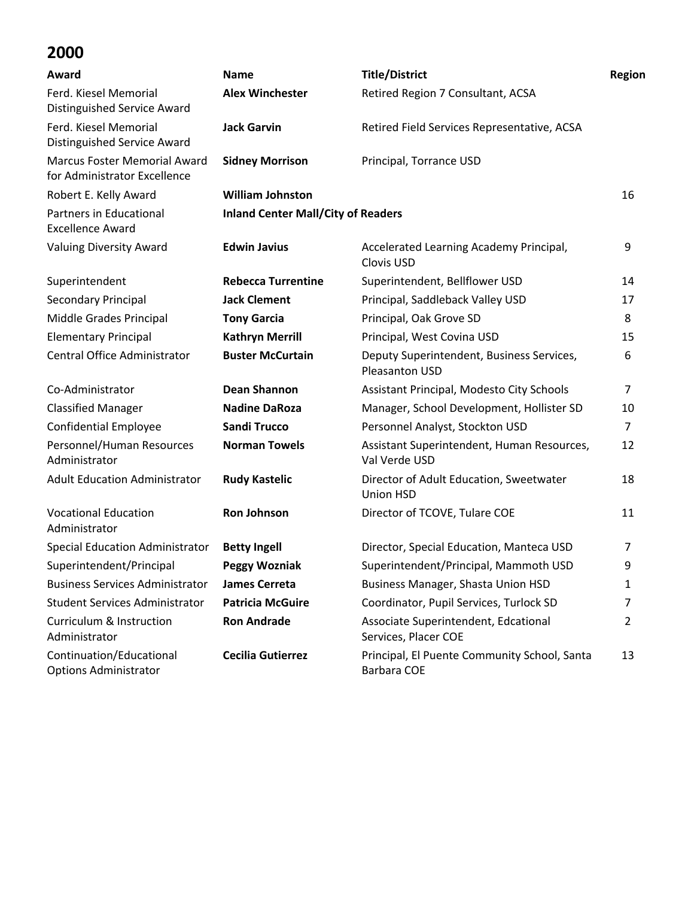## 2000

| Award | Name | Title/District | Region |
|---|---|---|---|
| Ferd. Kiesel Memorial Distinguished Service Award | **Alex Winchester** | Retired Region 7 Consultant, ACSA | |
| Ferd. Kiesel Memorial Distinguished Service Award | **Jack Garvin** | Retired Field Services Representative, ACSA | |
| Marcus Foster Memorial Award for Administrator Excellence | **Sidney Morrison** | Principal, Torrance USD | |
| Robert E. Kelly Award | **William Johnston** | | 16 |
| Partners in Educational Excellence Award | **Inland Center Mall/City of Readers** | | |
| Valuing Diversity Award | **Edwin Javius** | Accelerated Learning Academy Principal, Clovis USD | 9 |
| Superintendent | **Rebecca Turrentine** | Superintendent, Bellflower USD | 14 |
| Secondary Principal | **Jack Clement** | Principal, Saddleback Valley USD | 17 |
| Middle Grades Principal | **Tony Garcia** | Principal, Oak Grove SD | 8 |
| Elementary Principal | **Kathryn Merrill** | Principal, West Covina USD | 15 |
| Central Office Administrator | **Buster McCurtain** | Deputy Superintendent, Business Services, Pleasanton USD | 6 |
| Co-Administrator | **Dean Shannon** | Assistant Principal, Modesto City Schools | 7 |
| Classified Manager | **Nadine DaRoza** | Manager, School Development, Hollister SD | 10 |
| Confidential Employee | **Sandi Trucco** | Personnel Analyst, Stockton USD | 7 |
| Personnel/Human Resources Administrator | **Norman Towels** | Assistant Superintendent, Human Resources, Val Verde USD | 12 |
| Adult Education Administrator | **Rudy Kastelic** | Director of Adult Education, Sweetwater Union HSD | 18 |
| Vocational Education Administrator | **Ron Johnson** | Director of TCOVE, Tulare COE | 11 |
| Special Education Administrator | **Betty Ingell** | Director, Special Education, Manteca USD | 7 |
| Superintendent/Principal | **Peggy Wozniak** | Superintendent/Principal, Mammoth USD | 9 |
| Business Services Administrator | **James Cerreta** | Business Manager, Shasta Union HSD | 1 |
| Student Services Administrator | **Patricia McGuire** | Coordinator, Pupil Services, Turlock SD | 7 |
| Curriculum & Instruction Administrator | **Ron Andrade** | Associate Superintendent, Edcational Services, Placer COE | 2 |
| Continuation/Educational Options Administrator | **Cecilia Gutierrez** | Principal, El Puente Community School, Santa Barbara COE | 13 |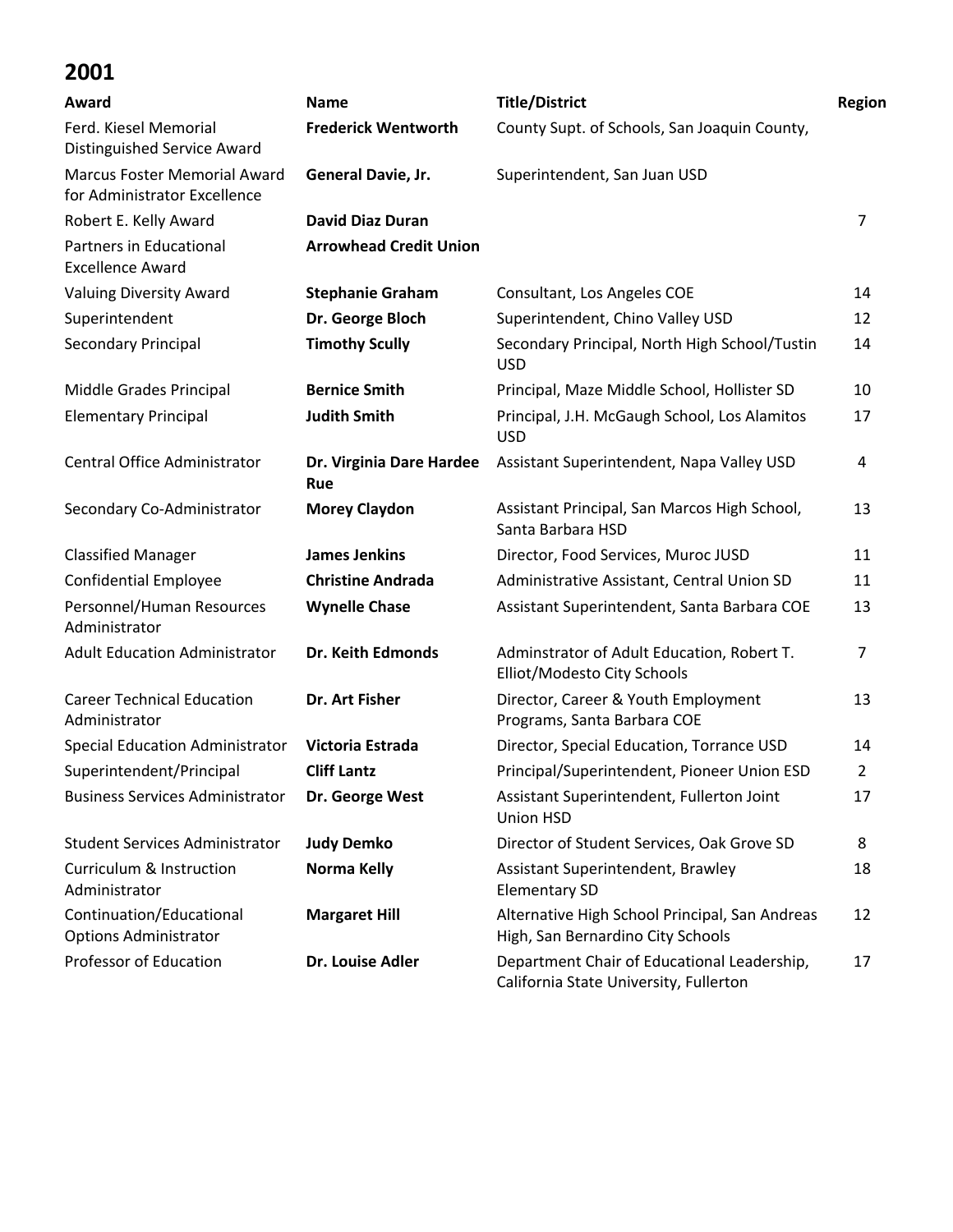## 2001

| Award | Name | Title/District | Region |
|---|---|---|---|
| Ferd. Kiesel Memorial Distinguished Service Award | **Frederick Wentworth** | County Supt. of Schools, San Joaquin County, | |
| Marcus Foster Memorial Award for Administrator Excellence | **General Davie, Jr.** | Superintendent, San Juan USD | |
| Robert E. Kelly Award | **David Diaz Duran** | | 7 |
| Partners in Educational Excellence Award | **Arrowhead Credit Union** | | |
| Valuing Diversity Award | **Stephanie Graham** | Consultant, Los Angeles COE | 14 |
| Superintendent | **Dr. George Bloch** | Superintendent, Chino Valley USD | 12 |
| Secondary Principal | **Timothy Scully** | Secondary Principal, North High School/Tustin USD | 14 |
| Middle Grades Principal | **Bernice Smith** | Principal, Maze Middle School, Hollister SD | 10 |
| Elementary Principal | **Judith Smith** | Principal, J.H. McGaugh School, Los Alamitos USD | 17 |
| Central Office Administrator | **Dr. Virginia Dare Hardee Rue** | Assistant Superintendent, Napa Valley USD | 4 |
| Secondary Co-Administrator | **Morey Claydon** | Assistant Principal, San Marcos High School, Santa Barbara HSD | 13 |
| Classified Manager | **James Jenkins** | Director, Food Services, Muroc JUSD | 11 |
| Confidential Employee | **Christine Andrada** | Administrative Assistant, Central Union SD | 11 |
| Personnel/Human Resources Administrator | **Wynelle Chase** | Assistant Superintendent, Santa Barbara COE | 13 |
| Adult Education Administrator | **Dr. Keith Edmonds** | Adminstrator of Adult Education, Robert T. Elliot/Modesto City Schools | 7 |
| Career Technical Education Administrator | **Dr. Art Fisher** | Director, Career & Youth Employment Programs, Santa Barbara COE | 13 |
| Special Education Administrator | **Victoria Estrada** | Director, Special Education, Torrance USD | 14 |
| Superintendent/Principal | **Cliff Lantz** | Principal/Superintendent, Pioneer Union ESD | 2 |
| Business Services Administrator | **Dr. George West** | Assistant Superintendent, Fullerton Joint Union HSD | 17 |
| Student Services Administrator | **Judy Demko** | Director of Student Services, Oak Grove SD | 8 |
| Curriculum & Instruction Administrator | **Norma Kelly** | Assistant Superintendent, Brawley Elementary SD | 18 |
| Continuation/Educational Options Administrator | **Margaret Hill** | Alternative High School Principal, San Andreas High, San Bernardino City Schools | 12 |
| Professor of Education | **Dr. Louise Adler** | Department Chair of Educational Leadership, California State University, Fullerton | 17 |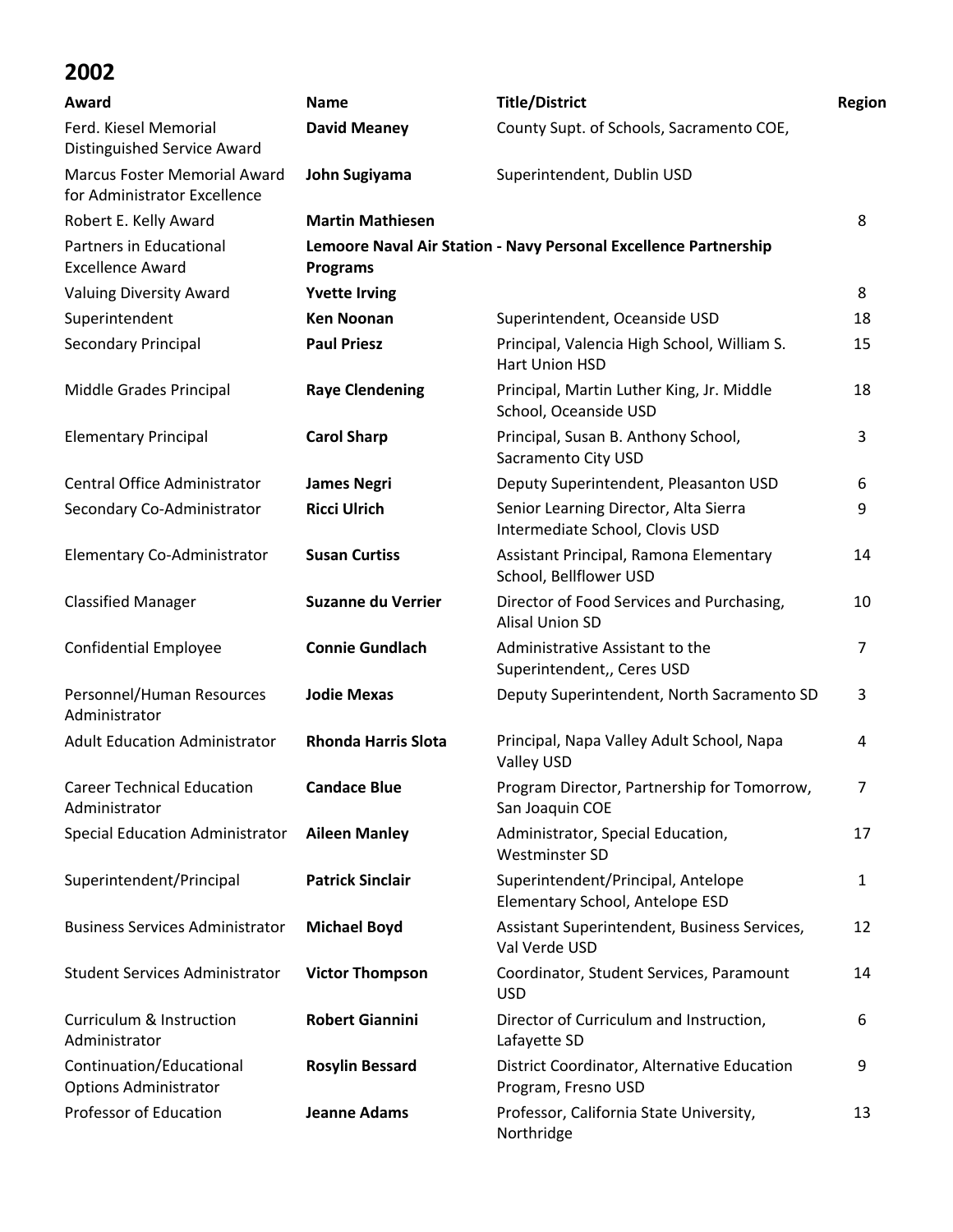## 2002

| Award | Name | Title/District | Region |
|---|---|---|---|
| Ferd. Kiesel Memorial Distinguished Service Award | **David Meaney** | County Supt. of Schools, Sacramento COE, | |
| Marcus Foster Memorial Award for Administrator Excellence | **John Sugiyama** | Superintendent, Dublin USD | |
| Robert E. Kelly Award | **Martin Mathiesen** | | 8 |
| Partners in Educational Excellence Award | **Lemoore Naval Air Station - Navy Personal Excellence Partnership Programs** | | |
| Valuing Diversity Award | **Yvette Irving** | | 8 |
| Superintendent | **Ken Noonan** | Superintendent, Oceanside USD | 18 |
| Secondary Principal | **Paul Priesz** | Principal, Valencia High School, William S. Hart Union HSD | 15 |
| Middle Grades Principal | **Raye Clendening** | Principal, Martin Luther King, Jr. Middle School, Oceanside USD | 18 |
| Elementary Principal | **Carol Sharp** | Principal, Susan B. Anthony School, Sacramento City USD | 3 |
| Central Office Administrator | **James Negri** | Deputy Superintendent, Pleasanton USD | 6 |
| Secondary Co-Administrator | **Ricci Ulrich** | Senior Learning Director, Alta Sierra Intermediate School, Clovis USD | 9 |
| Elementary Co-Administrator | **Susan Curtiss** | Assistant Principal, Ramona Elementary School, Bellflower USD | 14 |
| Classified Manager | **Suzanne du Verrier** | Director of Food Services and Purchasing, Alisal Union SD | 10 |
| Confidential Employee | **Connie Gundlach** | Administrative Assistant to the Superintendent,, Ceres USD | 7 |
| Personnel/Human Resources Administrator | **Jodie Mexas** | Deputy Superintendent, North Sacramento SD | 3 |
| Adult Education Administrator | **Rhonda Harris Slota** | Principal, Napa Valley Adult School, Napa Valley USD | 4 |
| Career Technical Education Administrator | **Candace Blue** | Program Director, Partnership for Tomorrow, San Joaquin COE | 7 |
| Special Education Administrator | **Aileen Manley** | Administrator, Special Education, Westminster SD | 17 |
| Superintendent/Principal | **Patrick Sinclair** | Superintendent/Principal, Antelope Elementary School, Antelope ESD | 1 |
| Business Services Administrator | **Michael Boyd** | Assistant Superintendent, Business Services, Val Verde USD | 12 |
| Student Services Administrator | **Victor Thompson** | Coordinator, Student Services, Paramount USD | 14 |
| Curriculum & Instruction Administrator | **Robert Giannini** | Director of Curriculum and Instruction, Lafayette SD | 6 |
| Continuation/Educational Options Administrator | **Rosylin Bessard** | District Coordinator, Alternative Education Program, Fresno USD | 9 |
| Professor of Education | **Jeanne Adams** | Professor, California State University, Northridge | 13 |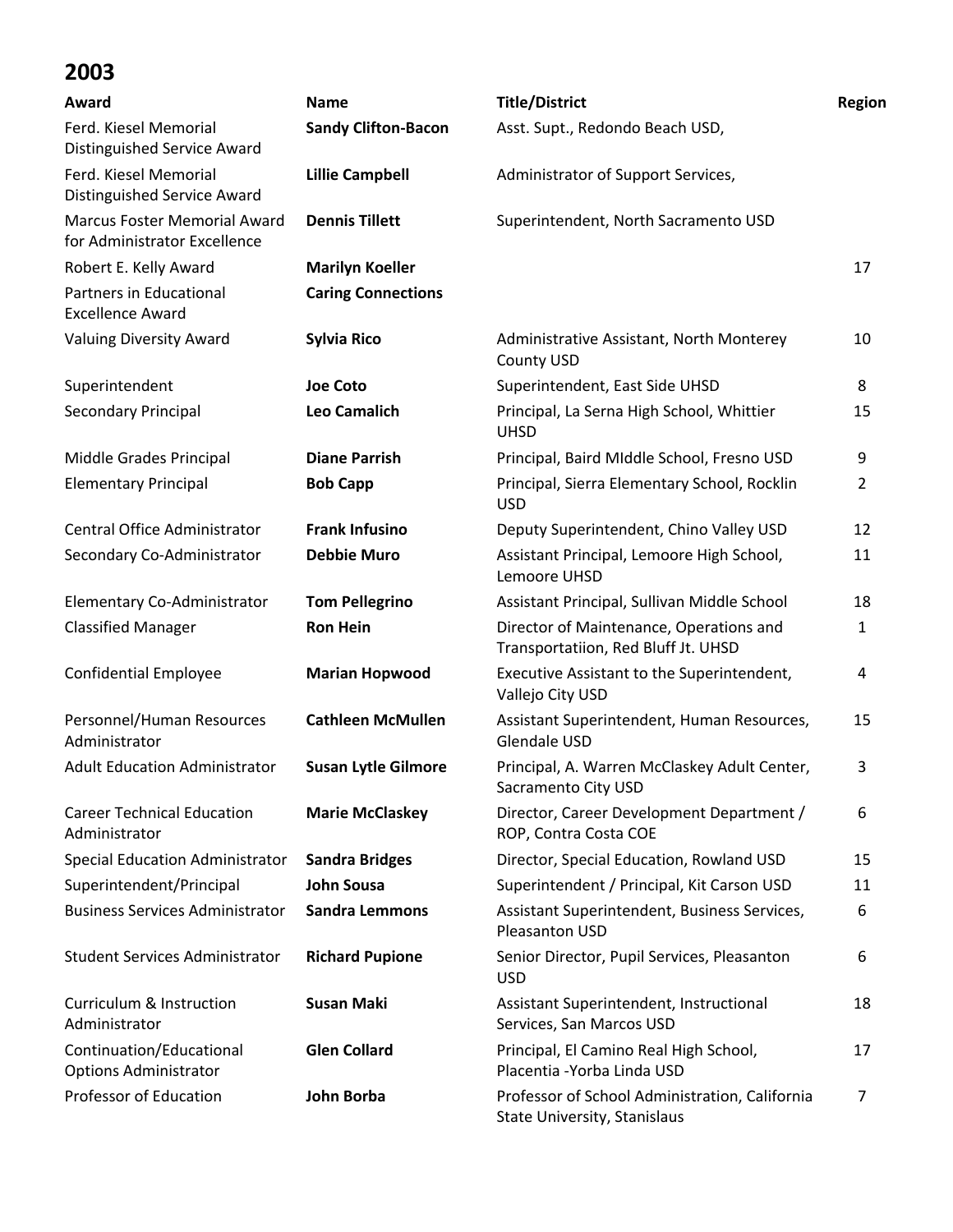## 2003

| Award | Name | Title/District | Region |
|---|---|---|---|
| Ferd. Kiesel Memorial Distinguished Service Award | **Sandy Clifton-Bacon** | Asst. Supt., Redondo Beach USD, | |
| Ferd. Kiesel Memorial Distinguished Service Award | **Lillie Campbell** | Administrator of Support Services, | |
| Marcus Foster Memorial Award for Administrator Excellence | **Dennis Tillett** | Superintendent, North Sacramento USD | |
| Robert E. Kelly Award | **Marilyn Koeller** | | 17 |
| Partners in Educational Excellence Award | **Caring Connections** | | |
| Valuing Diversity Award | **Sylvia Rico** | Administrative Assistant, North Monterey County USD | 10 |
| Superintendent | **Joe Coto** | Superintendent, East Side UHSD | 8 |
| Secondary Principal | **Leo Camalich** | Principal, La Serna High School, Whittier UHSD | 15 |
| Middle Grades Principal | **Diane Parrish** | Principal, Baird MIddle School, Fresno USD | 9 |
| Elementary Principal | **Bob Capp** | Principal, Sierra Elementary School, Rocklin USD | 2 |
| Central Office Administrator | **Frank Infusino** | Deputy Superintendent, Chino Valley USD | 12 |
| Secondary Co-Administrator | **Debbie Muro** | Assistant Principal, Lemoore High School, Lemoore UHSD | 11 |
| Elementary Co-Administrator | **Tom Pellegrino** | Assistant Principal, Sullivan Middle School | 18 |
| Classified Manager | **Ron Hein** | Director of Maintenance, Operations and Transportatiion, Red Bluff Jt. UHSD | 1 |
| Confidential Employee | **Marian Hopwood** | Executive Assistant to the Superintendent, Vallejo City USD | 4 |
| Personnel/Human Resources Administrator | **Cathleen McMullen** | Assistant Superintendent, Human Resources, Glendale USD | 15 |
| Adult Education Administrator | **Susan Lytle Gilmore** | Principal, A. Warren McClaskey Adult Center, Sacramento City USD | 3 |
| Career Technical Education Administrator | **Marie McClaskey** | Director, Career Development Department / ROP, Contra Costa COE | 6 |
| Special Education Administrator | **Sandra Bridges** | Director, Special Education, Rowland USD | 15 |
| Superintendent/Principal | **John Sousa** | Superintendent / Principal, Kit Carson USD | 11 |
| Business Services Administrator | **Sandra Lemmons** | Assistant Superintendent, Business Services, Pleasanton USD | 6 |
| Student Services Administrator | **Richard Pupione** | Senior Director, Pupil Services, Pleasanton USD | 6 |
| Curriculum & Instruction Administrator | **Susan Maki** | Assistant Superintendent, Instructional Services, San Marcos USD | 18 |
| Continuation/Educational Options Administrator | **Glen Collard** | Principal, El Camino Real High School, Placentia -Yorba Linda USD | 17 |
| Professor of Education | **John Borba** | Professor of School Administration, California State University, Stanislaus | 7 |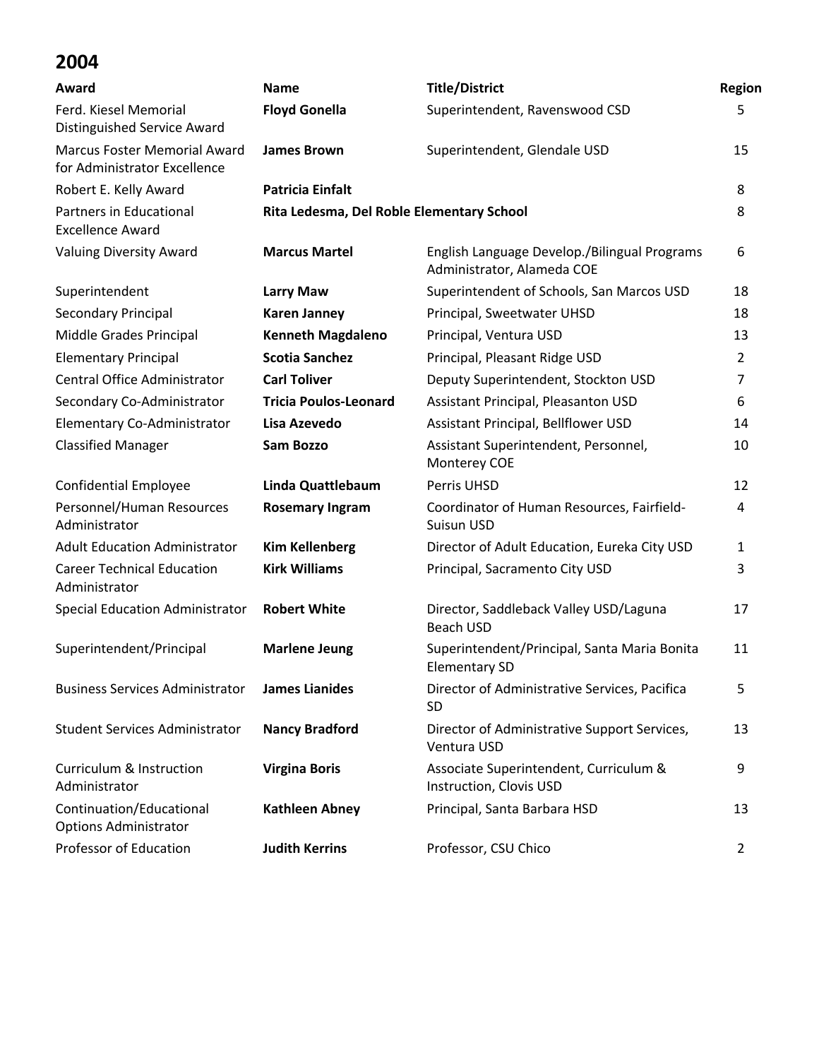## 2004

| Award | Name | Title/District | Region |
|---|---|---|---|
| Ferd. Kiesel Memorial Distinguished Service Award | **Floyd Gonella** | Superintendent, Ravenswood CSD | 5 |
| Marcus Foster Memorial Award for Administrator Excellence | **James Brown** | Superintendent, Glendale USD | 15 |
| Robert E. Kelly Award | **Patricia Einfalt** | | 8 |
| Partners in Educational Excellence Award | **Rita Ledesma, Del Roble Elementary School** | | 8 |
| Valuing Diversity Award | **Marcus Martel** | English Language Develop./Bilingual Programs Administrator, Alameda COE | 6 |
| Superintendent | **Larry Maw** | Superintendent of Schools, San Marcos USD | 18 |
| Secondary Principal | **Karen Janney** | Principal, Sweetwater UHSD | 18 |
| Middle Grades Principal | **Kenneth Magdaleno** | Principal, Ventura USD | 13 |
| Elementary Principal | **Scotia Sanchez** | Principal, Pleasant Ridge USD | 2 |
| Central Office Administrator | **Carl Toliver** | Deputy Superintendent, Stockton USD | 7 |
| Secondary Co-Administrator | **Tricia Poulos-Leonard** | Assistant Principal, Pleasanton USD | 6 |
| Elementary Co-Administrator | **Lisa Azevedo** | Assistant Principal, Bellflower USD | 14 |
| Classified Manager | **Sam Bozzo** | Assistant Superintendent, Personnel, Monterey COE | 10 |
| Confidential Employee | **Linda Quattlebaum** | Perris UHSD | 12 |
| Personnel/Human Resources Administrator | **Rosemary Ingram** | Coordinator of Human Resources, Fairfield-Suisun USD | 4 |
| Adult Education Administrator | **Kim Kellenberg** | Director of Adult Education, Eureka City USD | 1 |
| Career Technical Education Administrator | **Kirk Williams** | Principal, Sacramento City USD | 3 |
| Special Education Administrator | **Robert White** | Director, Saddleback Valley USD/Laguna Beach USD | 17 |
| Superintendent/Principal | **Marlene Jeung** | Superintendent/Principal, Santa Maria Bonita Elementary SD | 11 |
| Business Services Administrator | **James Lianides** | Director of Administrative Services, Pacifica SD | 5 |
| Student Services Administrator | **Nancy Bradford** | Director of Administrative Support Services, Ventura USD | 13 |
| Curriculum & Instruction Administrator | **Virgina Boris** | Associate Superintendent, Curriculum & Instruction, Clovis USD | 9 |
| Continuation/Educational Options Administrator | **Kathleen Abney** | Principal, Santa Barbara HSD | 13 |
| Professor of Education | **Judith Kerrins** | Professor, CSU Chico | 2 |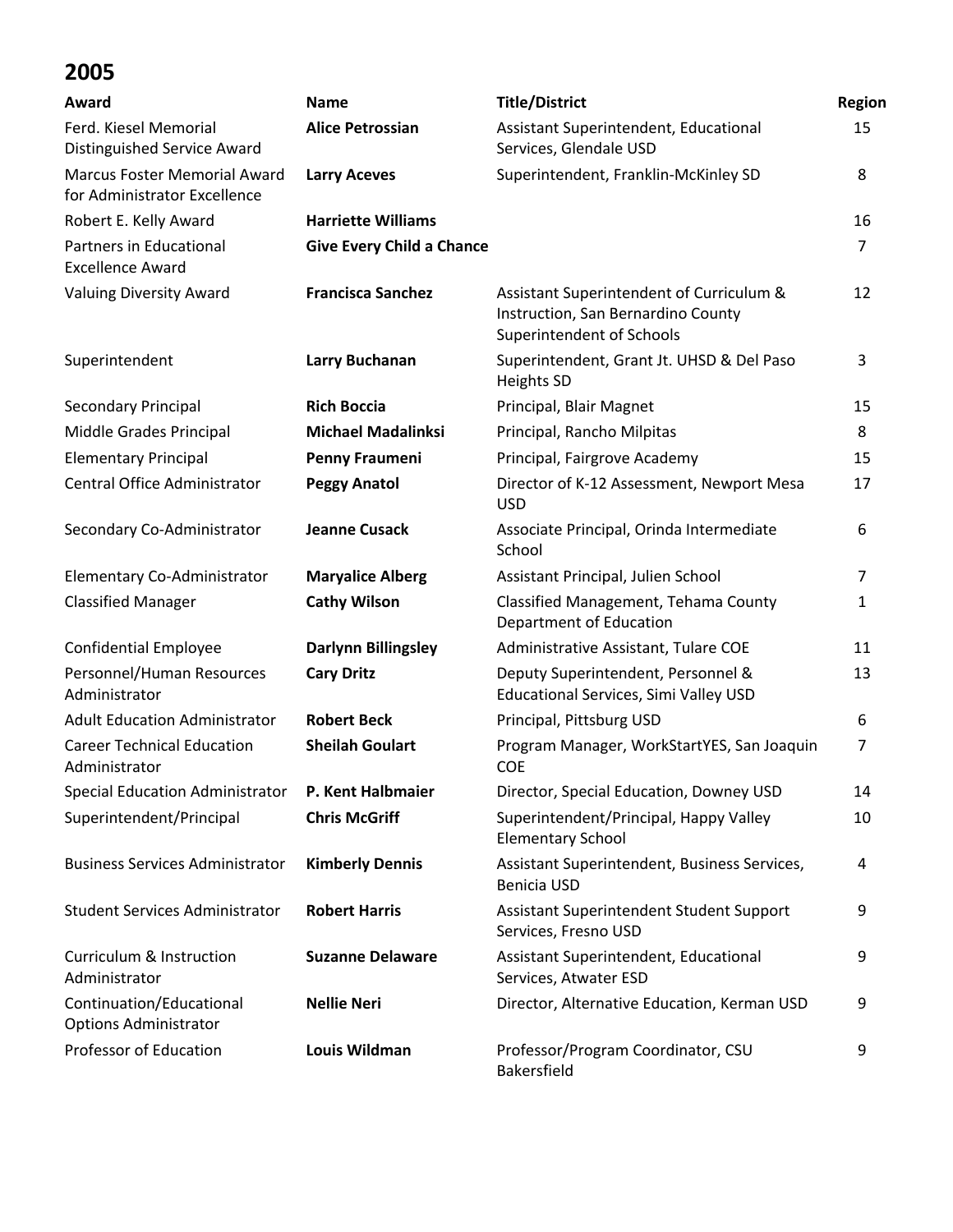## 2005

| Award | Name | Title/District | Region |
|---|---|---|---|
| Ferd. Kiesel Memorial Distinguished Service Award | **Alice Petrossian** | Assistant Superintendent, Educational Services, Glendale USD | 15 |
| Marcus Foster Memorial Award for Administrator Excellence | **Larry Aceves** | Superintendent, Franklin-McKinley SD | 8 |
| Robert E. Kelly Award | **Harriette Williams** | | 16 |
| Partners in Educational Excellence Award | **Give Every Child a Chance** | | 7 |
| Valuing Diversity Award | **Francisca Sanchez** | Assistant Superintendent of Curriculum & Instruction, San Bernardino County Superintendent of Schools | 12 |
| Superintendent | **Larry Buchanan** | Superintendent, Grant Jt. UHSD & Del Paso Heights SD | 3 |
| Secondary Principal | **Rich Boccia** | Principal, Blair Magnet | 15 |
| Middle Grades Principal | **Michael Madalinksi** | Principal, Rancho Milpitas | 8 |
| Elementary Principal | **Penny Fraumeni** | Principal, Fairgrove Academy | 15 |
| Central Office Administrator | **Peggy Anatol** | Director of K-12 Assessment, Newport Mesa USD | 17 |
| Secondary Co-Administrator | **Jeanne Cusack** | Associate Principal, Orinda Intermediate School | 6 |
| Elementary Co-Administrator | **Maryalice Alberg** | Assistant Principal, Julien School | 7 |
| Classified Manager | **Cathy Wilson** | Classified Management, Tehama County Department of Education | 1 |
| Confidential Employee | **Darlynn Billingsley** | Administrative Assistant, Tulare COE | 11 |
| Personnel/Human Resources Administrator | **Cary Dritz** | Deputy Superintendent, Personnel & Educational Services, Simi Valley USD | 13 |
| Adult Education Administrator | **Robert Beck** | Principal, Pittsburg USD | 6 |
| Career Technical Education Administrator | **Sheilah Goulart** | Program Manager, WorkStartYES, San Joaquin COE | 7 |
| Special Education Administrator | **P. Kent Halbmaier** | Director, Special Education, Downey USD | 14 |
| Superintendent/Principal | **Chris McGriff** | Superintendent/Principal, Happy Valley Elementary School | 10 |
| Business Services Administrator | **Kimberly Dennis** | Assistant Superintendent, Business Services, Benicia USD | 4 |
| Student Services Administrator | **Robert Harris** | Assistant Superintendent Student Support Services, Fresno USD | 9 |
| Curriculum & Instruction Administrator | **Suzanne Delaware** | Assistant Superintendent, Educational Services, Atwater ESD | 9 |
| Continuation/Educational Options Administrator | **Nellie Neri** | Director, Alternative Education, Kerman USD | 9 |
| Professor of Education | **Louis Wildman** | Professor/Program Coordinator, CSU Bakersfield | 9 |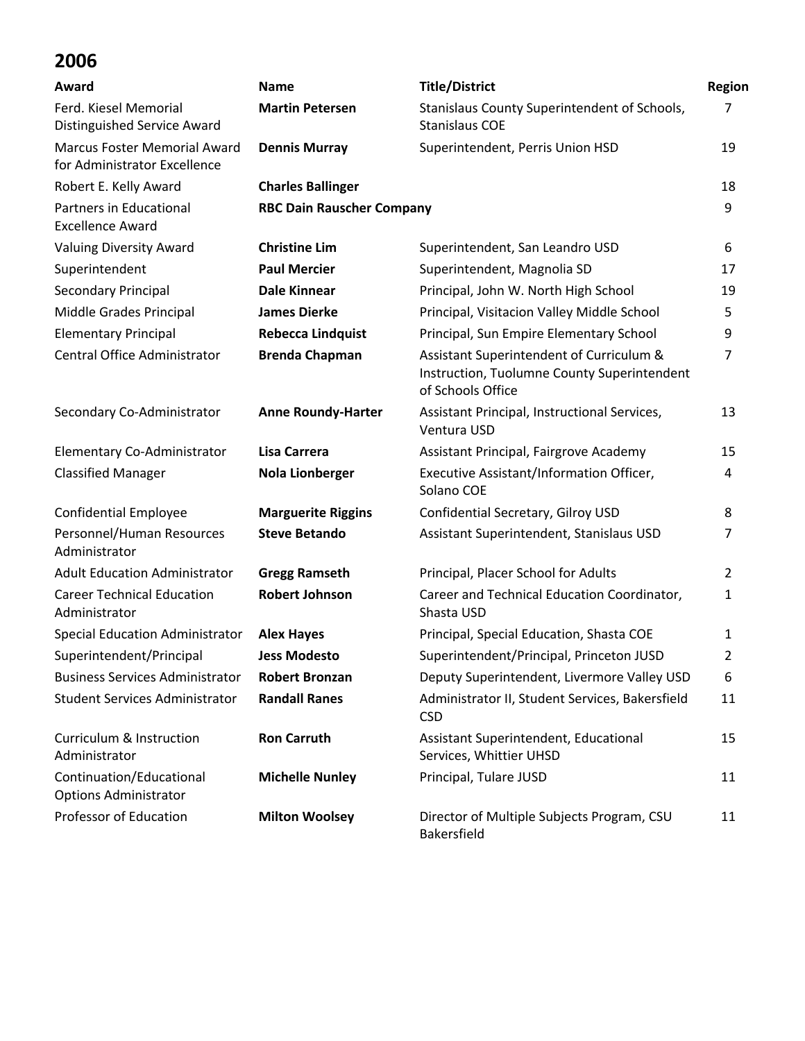## 2006

| Award | Name | Title/District | Region |
|---|---|---|---|
| Ferd. Kiesel Memorial Distinguished Service Award | **Martin Petersen** | Stanislaus County Superintendent of Schools, Stanislaus COE | 7 |
| Marcus Foster Memorial Award for Administrator Excellence | **Dennis Murray** | Superintendent, Perris Union HSD | 19 |
| Robert E. Kelly Award | **Charles Ballinger** | | 18 |
| Partners in Educational Excellence Award | **RBC Dain Rauscher Company** | | 9 |
| Valuing Diversity Award | **Christine Lim** | Superintendent, San Leandro USD | 6 |
| Superintendent | **Paul Mercier** | Superintendent, Magnolia SD | 17 |
| Secondary Principal | **Dale Kinnear** | Principal, John W. North High School | 19 |
| Middle Grades Principal | **James Dierke** | Principal, Visitacion Valley Middle School | 5 |
| Elementary Principal | **Rebecca Lindquist** | Principal, Sun Empire Elementary School | 9 |
| Central Office Administrator | **Brenda Chapman** | Assistant Superintendent of Curriculum & Instruction, Tuolumne County Superintendent of Schools Office | 7 |
| Secondary Co-Administrator | **Anne Roundy-Harter** | Assistant Principal, Instructional Services, Ventura USD | 13 |
| Elementary Co-Administrator | **Lisa Carrera** | Assistant Principal, Fairgrove Academy | 15 |
| Classified Manager | **Nola Lionberger** | Executive Assistant/Information Officer, Solano COE | 4 |
| Confidential Employee | **Marguerite Riggins** | Confidential Secretary, Gilroy USD | 8 |
| Personnel/Human Resources Administrator | **Steve Betando** | Assistant Superintendent, Stanislaus USD | 7 |
| Adult Education Administrator | **Gregg Ramseth** | Principal, Placer School for Adults | 2 |
| Career Technical Education Administrator | **Robert Johnson** | Career and Technical Education Coordinator, Shasta USD | 1 |
| Special Education Administrator | **Alex Hayes** | Principal, Special Education, Shasta COE | 1 |
| Superintendent/Principal | **Jess Modesto** | Superintendent/Principal, Princeton JUSD | 2 |
| Business Services Administrator | **Robert Bronzan** | Deputy Superintendent, Livermore Valley USD | 6 |
| Student Services Administrator | **Randall Ranes** | Administrator II, Student Services, Bakersfield CSD | 11 |
| Curriculum & Instruction Administrator | **Ron Carruth** | Assistant Superintendent, Educational Services, Whittier UHSD | 15 |
| Continuation/Educational Options Administrator | **Michelle Nunley** | Principal, Tulare JUSD | 11 |
| Professor of Education | **Milton Woolsey** | Director of Multiple Subjects Program, CSU Bakersfield | 11 |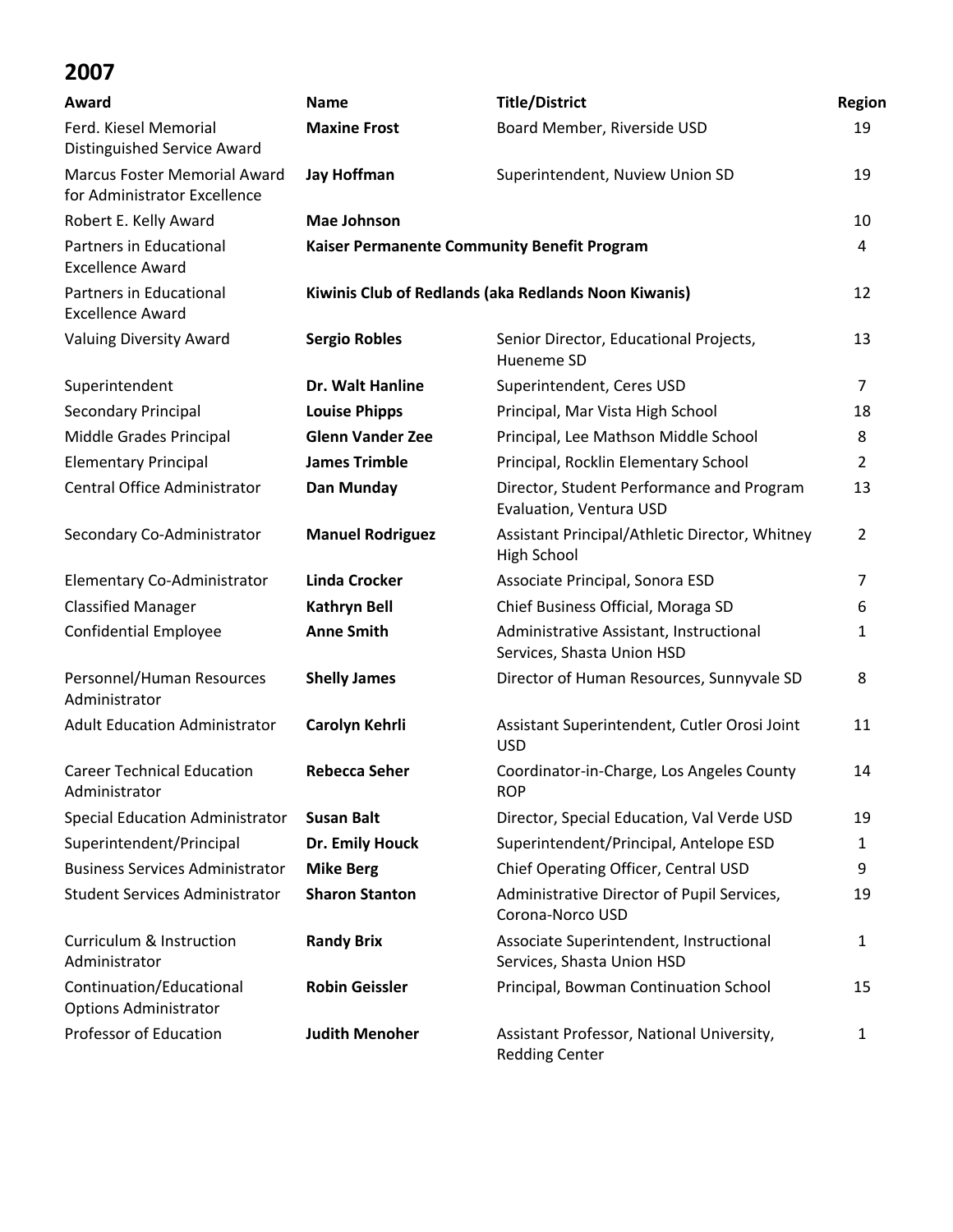## 2007

| Award | Name | Title/District | Region |
|---|---|---|---|
| Ferd. Kiesel Memorial Distinguished Service Award | **Maxine Frost** | Board Member, Riverside USD | 19 |
| Marcus Foster Memorial Award for Administrator Excellence | **Jay Hoffman** | Superintendent, Nuview Union SD | 19 |
| Robert E. Kelly Award | **Mae Johnson** | | 10 |
| Partners in Educational Excellence Award | **Kaiser Permanente Community Benefit Program** | | 4 |
| Partners in Educational Excellence Award | **Kiwinis Club of Redlands (aka Redlands Noon Kiwanis)** | | 12 |
| Valuing Diversity Award | **Sergio Robles** | Senior Director, Educational Projects, Hueneme SD | 13 |
| Superintendent | **Dr. Walt Hanline** | Superintendent, Ceres USD | 7 |
| Secondary Principal | **Louise Phipps** | Principal, Mar Vista High School | 18 |
| Middle Grades Principal | **Glenn Vander Zee** | Principal, Lee Mathson Middle School | 8 |
| Elementary Principal | **James Trimble** | Principal, Rocklin Elementary School | 2 |
| Central Office Administrator | **Dan Munday** | Director, Student Performance and Program Evaluation, Ventura USD | 13 |
| Secondary Co-Administrator | **Manuel Rodriguez** | Assistant Principal/Athletic Director, Whitney High School | 2 |
| Elementary Co-Administrator | **Linda Crocker** | Associate Principal, Sonora ESD | 7 |
| Classified Manager | **Kathryn Bell** | Chief Business Official, Moraga SD | 6 |
| Confidential Employee | **Anne Smith** | Administrative Assistant, Instructional Services, Shasta Union HSD | 1 |
| Personnel/Human Resources Administrator | **Shelly James** | Director of Human Resources, Sunnyvale SD | 8 |
| Adult Education Administrator | **Carolyn Kehrli** | Assistant Superintendent, Cutler Orosi Joint USD | 11 |
| Career Technical Education Administrator | **Rebecca Seher** | Coordinator-in-Charge, Los Angeles County ROP | 14 |
| Special Education Administrator | **Susan Balt** | Director, Special Education, Val Verde USD | 19 |
| Superintendent/Principal | **Dr. Emily Houck** | Superintendent/Principal, Antelope ESD | 1 |
| Business Services Administrator | **Mike Berg** | Chief Operating Officer, Central USD | 9 |
| Student Services Administrator | **Sharon Stanton** | Administrative Director of Pupil Services, Corona-Norco USD | 19 |
| Curriculum & Instruction Administrator | **Randy Brix** | Associate Superintendent, Instructional Services, Shasta Union HSD | 1 |
| Continuation/Educational Options Administrator | **Robin Geissler** | Principal, Bowman Continuation School | 15 |
| Professor of Education | **Judith Menoher** | Assistant Professor, National University, Redding Center | 1 |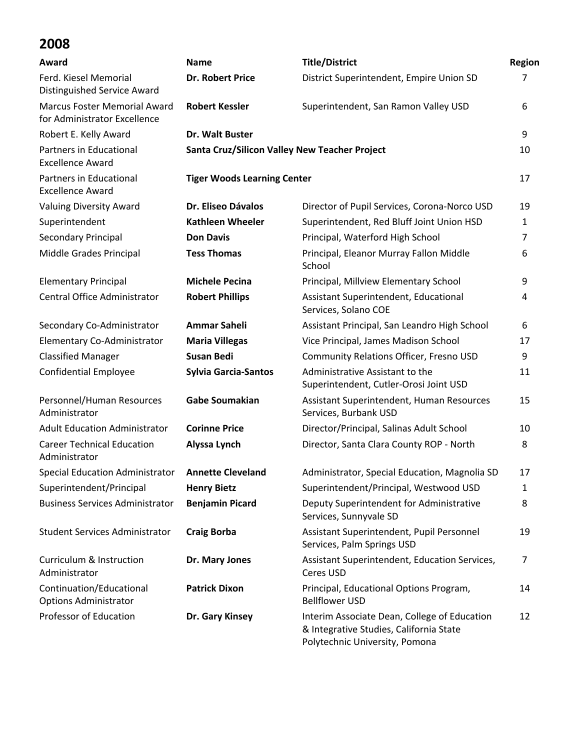## 2008

| Award | Name | Title/District | Region |
| --- | --- | --- | --- |
| Ferd. Kiesel Memorial Distinguished Service Award | **Dr. Robert Price** | District Superintendent, Empire Union SD | 7 |
| Marcus Foster Memorial Award for Administrator Excellence | **Robert Kessler** | Superintendent, San Ramon Valley USD | 6 |
| Robert E. Kelly Award | **Dr. Walt Buster** | | 9 |
| Partners in Educational Excellence Award | **Santa Cruz/Silicon Valley New Teacher Project** | | 10 |
| Partners in Educational Excellence Award | **Tiger Woods Learning Center** | | 17 |
| Valuing Diversity Award | **Dr. Eliseo Dávalos** | Director of Pupil Services, Corona-Norco USD | 19 |
| Superintendent | **Kathleen Wheeler** | Superintendent, Red Bluff Joint Union HSD | 1 |
| Secondary Principal | **Don Davis** | Principal, Waterford High School | 7 |
| Middle Grades Principal | **Tess Thomas** | Principal, Eleanor Murray Fallon Middle School | 6 |
| Elementary Principal | **Michele Pecina** | Principal, Millview Elementary School | 9 |
| Central Office Administrator | **Robert Phillips** | Assistant Superintendent, Educational Services, Solano COE | 4 |
| Secondary Co-Administrator | **Ammar Saheli** | Assistant Principal, San Leandro High School | 6 |
| Elementary Co-Administrator | **Maria Villegas** | Vice Principal, James Madison School | 17 |
| Classified Manager | **Susan Bedi** | Community Relations Officer, Fresno USD | 9 |
| Confidential Employee | **Sylvia Garcia-Santos** | Administrative Assistant to the Superintendent, Cutler-Orosi Joint USD | 11 |
| Personnel/Human Resources Administrator | **Gabe Soumakian** | Assistant Superintendent, Human Resources Services, Burbank USD | 15 |
| Adult Education Administrator | **Corinne Price** | Director/Principal, Salinas Adult School | 10 |
| Career Technical Education Administrator | **Alyssa Lynch** | Director, Santa Clara County ROP - North | 8 |
| Special Education Administrator | **Annette Cleveland** | Administrator, Special Education, Magnolia SD | 17 |
| Superintendent/Principal | **Henry Bietz** | Superintendent/Principal, Westwood USD | 1 |
| Business Services Administrator | **Benjamin Picard** | Deputy Superintendent for Administrative Services, Sunnyvale SD | 8 |
| Student Services Administrator | **Craig Borba** | Assistant Superintendent, Pupil Personnel Services, Palm Springs USD | 19 |
| Curriculum & Instruction Administrator | **Dr. Mary Jones** | Assistant Superintendent, Education Services, Ceres USD | 7 |
| Continuation/Educational Options Administrator | **Patrick Dixon** | Principal, Educational Options Program, Bellflower USD | 14 |
| Professor of Education | **Dr. Gary Kinsey** | Interim Associate Dean, College of Education & Integrative Studies, California State Polytechnic University, Pomona | 12 |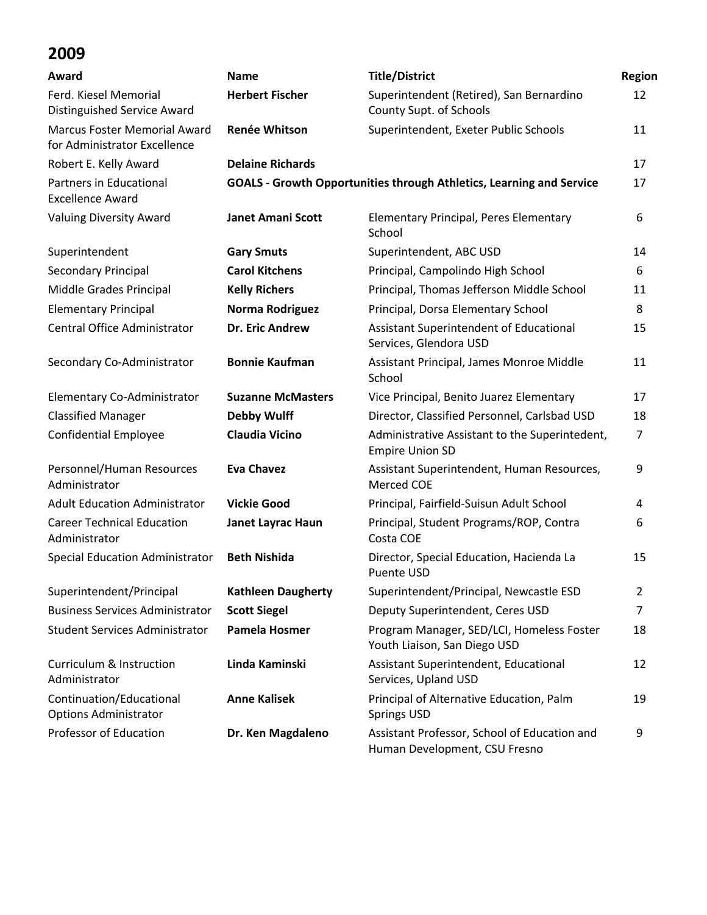## 2009

| Award | Name | Title/District | Region |
|---|---|---|---|
| Ferd. Kiesel Memorial Distinguished Service Award | **Herbert Fischer** | Superintendent (Retired), San Bernardino County Supt. of Schools | 12 |
| Marcus Foster Memorial Award for Administrator Excellence | **Renée Whitson** | Superintendent, Exeter Public Schools | 11 |
| Robert E. Kelly Award | **Delaine Richards** | | 17 |
| Partners in Educational Excellence Award | **GOALS - Growth Opportunities through Athletics, Learning and Service** | | 17 |
| Valuing Diversity Award | **Janet Amani Scott** | Elementary Principal, Peres Elementary School | 6 |
| Superintendent | **Gary Smuts** | Superintendent, ABC USD | 14 |
| Secondary Principal | **Carol Kitchens** | Principal, Campolindo High School | 6 |
| Middle Grades Principal | **Kelly Richers** | Principal, Thomas Jefferson Middle School | 11 |
| Elementary Principal | **Norma Rodriguez** | Principal, Dorsa Elementary School | 8 |
| Central Office Administrator | **Dr. Eric Andrew** | Assistant Superintendent of Educational Services, Glendora USD | 15 |
| Secondary Co-Administrator | **Bonnie Kaufman** | Assistant Principal, James Monroe Middle School | 11 |
| Elementary Co-Administrator | **Suzanne McMasters** | Vice Principal, Benito Juarez Elementary | 17 |
| Classified Manager | **Debby Wulff** | Director, Classified Personnel, Carlsbad USD | 18 |
| Confidential Employee | **Claudia Vicino** | Administrative Assistant to the Superintedent, Empire Union SD | 7 |
| Personnel/Human Resources Administrator | **Eva Chavez** | Assistant Superintendent, Human Resources, Merced COE | 9 |
| Adult Education Administrator | **Vickie Good** | Principal, Fairfield-Suisun Adult School | 4 |
| Career Technical Education Administrator | **Janet Layrac Haun** | Principal, Student Programs/ROP, Contra Costa COE | 6 |
| Special Education Administrator | **Beth Nishida** | Director, Special Education, Hacienda La Puente USD | 15 |
| Superintendent/Principal | **Kathleen Daugherty** | Superintendent/Principal, Newcastle ESD | 2 |
| Business Services Administrator | **Scott Siegel** | Deputy Superintendent, Ceres USD | 7 |
| Student Services Administrator | **Pamela Hosmer** | Program Manager, SED/LCI, Homeless Foster Youth Liaison, San Diego USD | 18 |
| Curriculum & Instruction Administrator | **Linda Kaminski** | Assistant Superintendent, Educational Services, Upland USD | 12 |
| Continuation/Educational Options Administrator | **Anne Kalisek** | Principal of Alternative Education, Palm Springs USD | 19 |
| Professor of Education | **Dr. Ken Magdaleno** | Assistant Professor, School of Education and Human Development, CSU Fresno | 9 |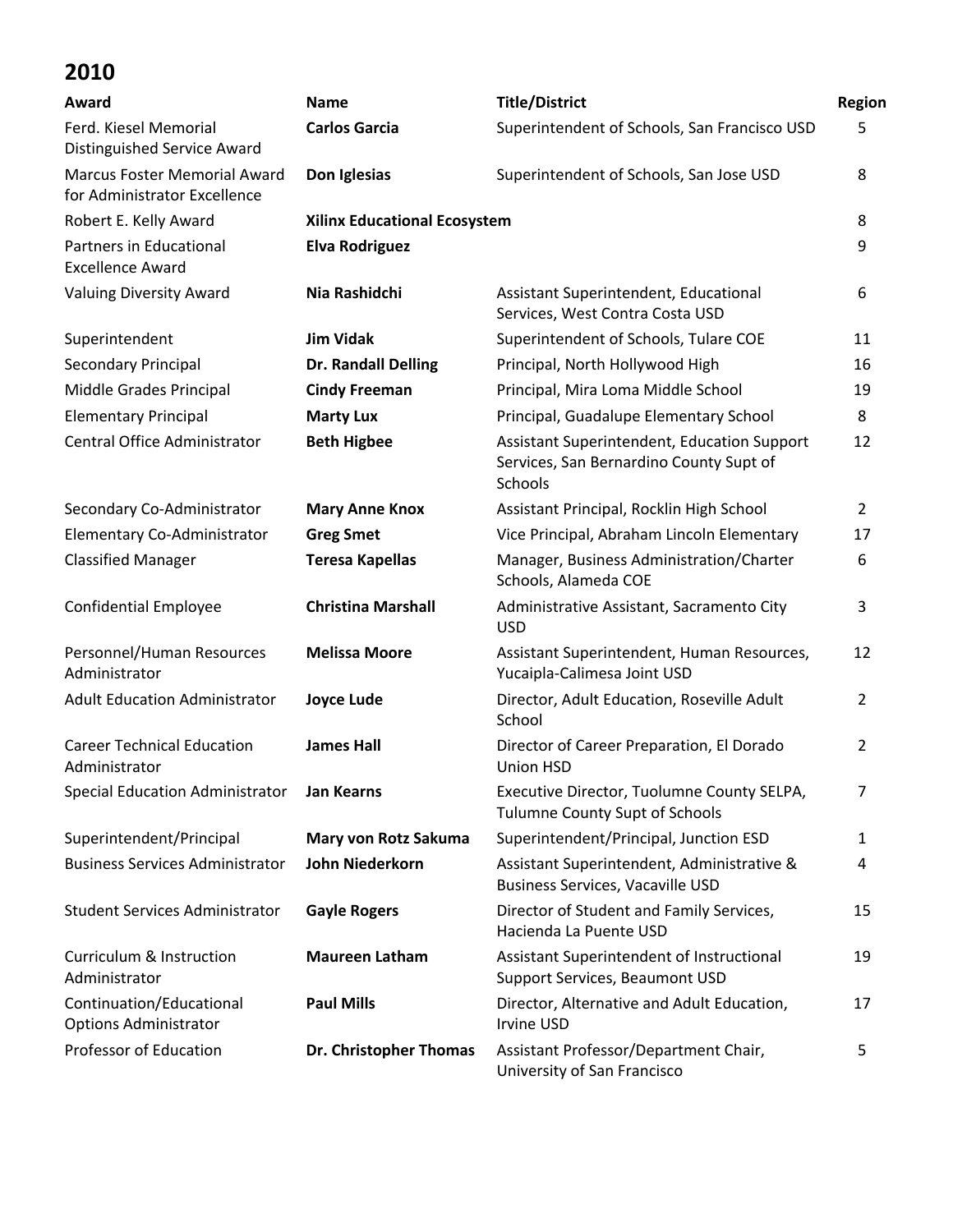## 2010

| Award | Name | Title/District | Region |
|---|---|---|---|
| Ferd. Kiesel Memorial Distinguished Service Award | **Carlos Garcia** | Superintendent of Schools, San Francisco USD | 5 |
| Marcus Foster Memorial Award for Administrator Excellence | **Don Iglesias** | Superintendent of Schools, San Jose USD | 8 |
| Robert E. Kelly Award | **Xilinx Educational Ecosystem** | | 8 |
| Partners in Educational Excellence Award | **Elva Rodriguez** | | 9 |
| Valuing Diversity Award | **Nia Rashidchi** | Assistant Superintendent, Educational Services, West Contra Costa USD | 6 |
| Superintendent | **Jim Vidak** | Superintendent of Schools, Tulare COE | 11 |
| Secondary Principal | **Dr. Randall Delling** | Principal, North Hollywood High | 16 |
| Middle Grades Principal | **Cindy Freeman** | Principal, Mira Loma Middle School | 19 |
| Elementary Principal | **Marty Lux** | Principal, Guadalupe Elementary School | 8 |
| Central Office Administrator | **Beth Higbee** | Assistant Superintendent, Education Support Services, San Bernardino County Supt of Schools | 12 |
| Secondary Co-Administrator | **Mary Anne Knox** | Assistant Principal, Rocklin High School | 2 |
| Elementary Co-Administrator | **Greg Smet** | Vice Principal, Abraham Lincoln Elementary | 17 |
| Classified Manager | **Teresa Kapellas** | Manager, Business Administration/Charter Schools, Alameda COE | 6 |
| Confidential Employee | **Christina Marshall** | Administrative Assistant, Sacramento City USD | 3 |
| Personnel/Human Resources Administrator | **Melissa Moore** | Assistant Superintendent, Human Resources, Yucaipla-Calimesa Joint USD | 12 |
| Adult Education Administrator | **Joyce Lude** | Director, Adult Education, Roseville Adult School | 2 |
| Career Technical Education Administrator | **James Hall** | Director of Career Preparation, El Dorado Union HSD | 2 |
| Special Education Administrator | **Jan Kearns** | Executive Director, Tuolumne County SELPA, Tulumne County Supt of Schools | 7 |
| Superintendent/Principal | **Mary von Rotz Sakuma** | Superintendent/Principal, Junction ESD | 1 |
| Business Services Administrator | **John Niederkorn** | Assistant Superintendent, Administrative & Business Services, Vacaville USD | 4 |
| Student Services Administrator | **Gayle Rogers** | Director of Student and Family Services, Hacienda La Puente USD | 15 |
| Curriculum & Instruction Administrator | **Maureen Latham** | Assistant Superintendent of Instructional Support Services, Beaumont USD | 19 |
| Continuation/Educational Options Administrator | **Paul Mills** | Director, Alternative and Adult Education, Irvine USD | 17 |
| Professor of Education | **Dr. Christopher Thomas** | Assistant Professor/Department Chair, University of San Francisco | 5 |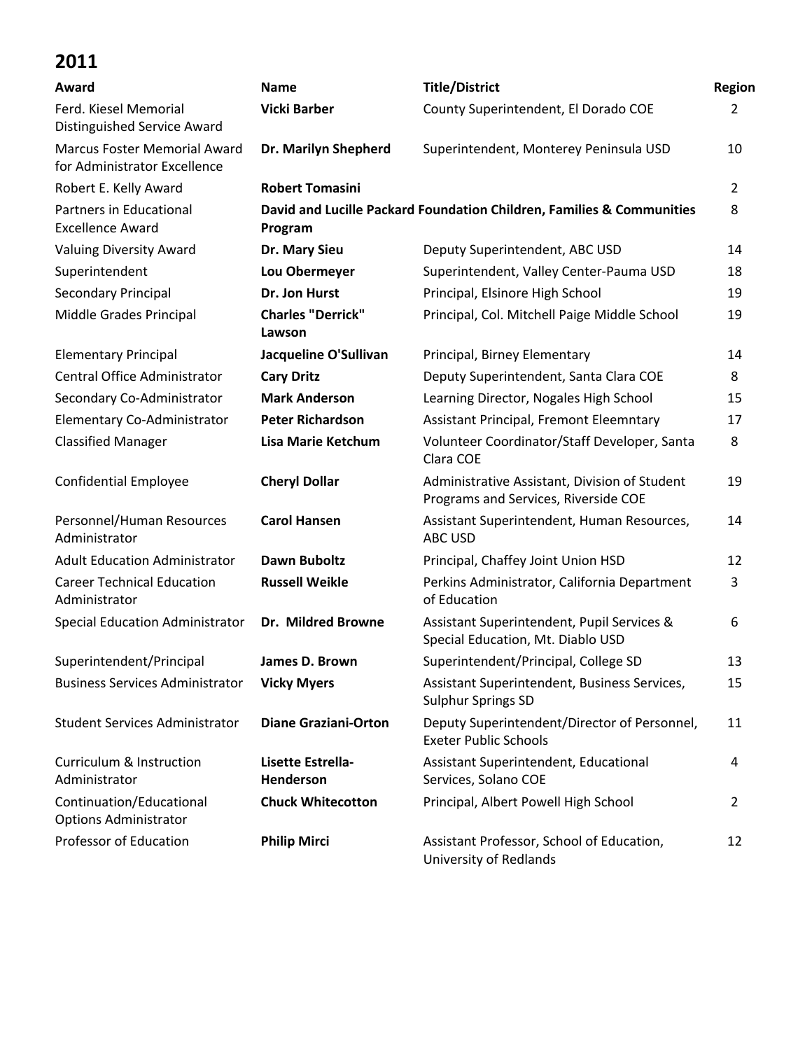## 2011

| Award | Name | Title/District | Region |
|---|---|---|---|
| Ferd. Kiesel Memorial Distinguished Service Award | **Vicki Barber** | County Superintendent, El Dorado COE | 2 |
| Marcus Foster Memorial Award for Administrator Excellence | **Dr. Marilyn Shepherd** | Superintendent, Monterey Peninsula USD | 10 |
| Robert E. Kelly Award | **Robert Tomasini** | | 2 |
| Partners in Educational Excellence Award | **David and Lucille Packard Foundation Children, Families & Communities Program** | | 8 |
| Valuing Diversity Award | **Dr. Mary Sieu** | Deputy Superintendent, ABC USD | 14 |
| Superintendent | **Lou Obermeyer** | Superintendent, Valley Center-Pauma USD | 18 |
| Secondary Principal | **Dr. Jon Hurst** | Principal, Elsinore High School | 19 |
| Middle Grades Principal | **Charles "Derrick" Lawson** | Principal, Col. Mitchell Paige Middle School | 19 |
| Elementary Principal | **Jacqueline O'Sullivan** | Principal, Birney Elementary | 14 |
| Central Office Administrator | **Cary Dritz** | Deputy Superintendent, Santa Clara COE | 8 |
| Secondary Co-Administrator | **Mark Anderson** | Learning Director, Nogales High School | 15 |
| Elementary Co-Administrator | **Peter Richardson** | Assistant Principal, Fremont Eleemntary | 17 |
| Classified Manager | **Lisa Marie Ketchum** | Volunteer Coordinator/Staff Developer, Santa Clara COE | 8 |
| Confidential Employee | **Cheryl Dollar** | Administrative Assistant, Division of Student Programs and Services, Riverside COE | 19 |
| Personnel/Human Resources Administrator | **Carol Hansen** | Assistant Superintendent, Human Resources, ABC USD | 14 |
| Adult Education Administrator | **Dawn Buboltz** | Principal, Chaffey Joint Union HSD | 12 |
| Career Technical Education Administrator | **Russell Weikle** | Perkins Administrator, California Department of Education | 3 |
| Special Education Administrator | **Dr. Mildred Browne** | Assistant Superintendent, Pupil Services & Special Education, Mt. Diablo USD | 6 |
| Superintendent/Principal | **James D. Brown** | Superintendent/Principal, College SD | 13 |
| Business Services Administrator | **Vicky Myers** | Assistant Superintendent, Business Services, Sulphur Springs SD | 15 |
| Student Services Administrator | **Diane Graziani-Orton** | Deputy Superintendent/Director of Personnel, Exeter Public Schools | 11 |
| Curriculum & Instruction Administrator | **Lisette Estrella-Henderson** | Assistant Superintendent, Educational Services, Solano COE | 4 |
| Continuation/Educational Options Administrator | **Chuck Whitecotton** | Principal, Albert Powell High School | 2 |
| Professor of Education | **Philip Mirci** | Assistant Professor, School of Education, University of Redlands | 12 |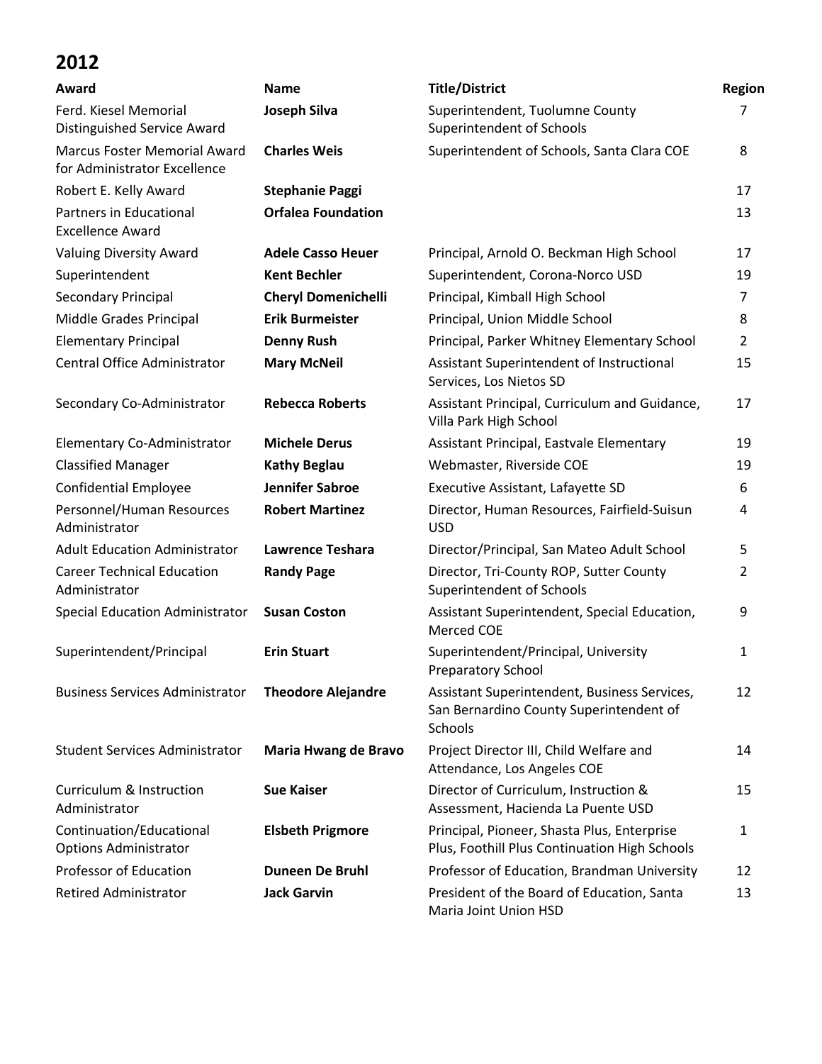## 2012

| Award | Name | Title/District | Region |
|---|---|---|---|
| Ferd. Kiesel Memorial Distinguished Service Award | **Joseph Silva** | Superintendent, Tuolumne County Superintendent of Schools | 7 |
| Marcus Foster Memorial Award for Administrator Excellence | **Charles Weis** | Superintendent of Schools, Santa Clara COE | 8 |
| Robert E. Kelly Award | **Stephanie Paggi** | | 17 |
| Partners in Educational Excellence Award | **Orfalea Foundation** | | 13 |
| Valuing Diversity Award | **Adele Casso Heuer** | Principal, Arnold O. Beckman High School | 17 |
| Superintendent | **Kent Bechler** | Superintendent, Corona-Norco USD | 19 |
| Secondary Principal | **Cheryl Domenichelli** | Principal, Kimball High School | 7 |
| Middle Grades Principal | **Erik Burmeister** | Principal, Union Middle School | 8 |
| Elementary Principal | **Denny Rush** | Principal, Parker Whitney Elementary School | 2 |
| Central Office Administrator | **Mary McNeil** | Assistant Superintendent of Instructional Services, Los Nietos SD | 15 |
| Secondary Co-Administrator | **Rebecca Roberts** | Assistant Principal, Curriculum and Guidance, Villa Park High School | 17 |
| Elementary Co-Administrator | **Michele Derus** | Assistant Principal, Eastvale Elementary | 19 |
| Classified Manager | **Kathy Beglau** | Webmaster, Riverside COE | 19 |
| Confidential Employee | **Jennifer Sabroe** | Executive Assistant, Lafayette SD | 6 |
| Personnel/Human Resources Administrator | **Robert Martinez** | Director, Human Resources, Fairfield-Suisun USD | 4 |
| Adult Education Administrator | **Lawrence Teshara** | Director/Principal, San Mateo Adult School | 5 |
| Career Technical Education Administrator | **Randy Page** | Director, Tri-County ROP, Sutter County Superintendent of Schools | 2 |
| Special Education Administrator | **Susan Coston** | Assistant Superintendent, Special Education, Merced COE | 9 |
| Superintendent/Principal | **Erin Stuart** | Superintendent/Principal, University Preparatory School | 1 |
| Business Services Administrator | **Theodore Alejandre** | Assistant Superintendent, Business Services, San Bernardino County Superintendent of Schools | 12 |
| Student Services Administrator | **Maria Hwang de Bravo** | Project Director III, Child Welfare and Attendance, Los Angeles COE | 14 |
| Curriculum & Instruction Administrator | **Sue Kaiser** | Director of Curriculum, Instruction & Assessment, Hacienda La Puente USD | 15 |
| Continuation/Educational Options Administrator | **Elsbeth Prigmore** | Principal, Pioneer, Shasta Plus, Enterprise Plus, Foothill Plus Continuation High Schools | 1 |
| Professor of Education | **Duneen De Bruhl** | Professor of Education, Brandman University | 12 |
| Retired Administrator | **Jack Garvin** | President of the Board of Education, Santa Maria Joint Union HSD | 13 |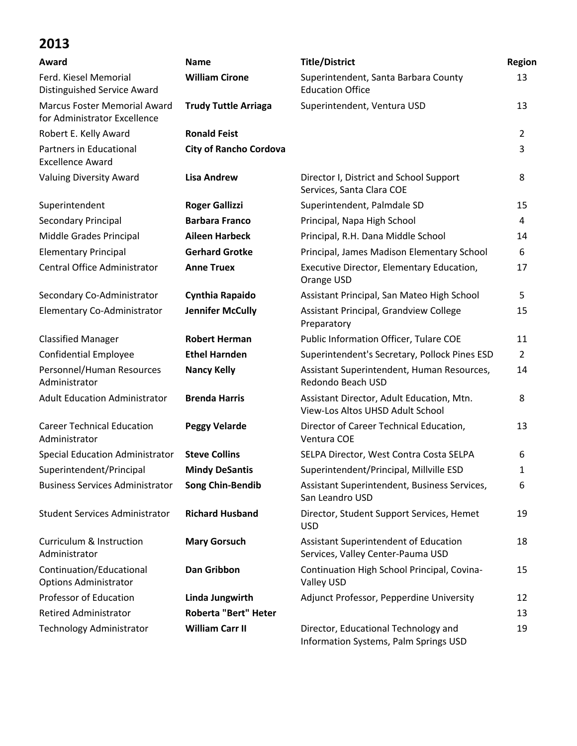## 2013

| Award | Name | Title/District | Region |
|---|---|---|---|
| Ferd. Kiesel Memorial Distinguished Service Award | **William Cirone** | Superintendent, Santa Barbara County Education Office | 13 |
| Marcus Foster Memorial Award for Administrator Excellence | **Trudy Tuttle Arriaga** | Superintendent, Ventura USD | 13 |
| Robert E. Kelly Award | **Ronald Feist** | | 2 |
| Partners in Educational Excellence Award | **City of Rancho Cordova** | | 3 |
| Valuing Diversity Award | **Lisa Andrew** | Director I, District and School Support Services, Santa Clara COE | 8 |
| Superintendent | **Roger Gallizzi** | Superintendent, Palmdale SD | 15 |
| Secondary Principal | **Barbara Franco** | Principal, Napa High School | 4 |
| Middle Grades Principal | **Aileen Harbeck** | Principal, R.H. Dana Middle School | 14 |
| Elementary Principal | **Gerhard Grotke** | Principal, James Madison Elementary School | 6 |
| Central Office Administrator | **Anne Truex** | Executive Director, Elementary Education, Orange USD | 17 |
| Secondary Co-Administrator | **Cynthia Rapaido** | Assistant Principal, San Mateo High School | 5 |
| Elementary Co-Administrator | **Jennifer McCully** | Assistant Principal, Grandview College Preparatory | 15 |
| Classified Manager | **Robert Herman** | Public Information Officer, Tulare COE | 11 |
| Confidential Employee | **Ethel Harnden** | Superintendent's Secretary, Pollock Pines ESD | 2 |
| Personnel/Human Resources Administrator | **Nancy Kelly** | Assistant Superintendent, Human Resources, Redondo Beach USD | 14 |
| Adult Education Administrator | **Brenda Harris** | Assistant Director, Adult Education, Mtn. View-Los Altos UHSD Adult School | 8 |
| Career Technical Education Administrator | **Peggy Velarde** | Director of Career Technical Education, Ventura COE | 13 |
| Special Education Administrator | **Steve Collins** | SELPA Director, West Contra Costa SELPA | 6 |
| Superintendent/Principal | **Mindy DeSantis** | Superintendent/Principal, Millville ESD | 1 |
| Business Services Administrator | **Song Chin-Bendib** | Assistant Superintendent, Business Services, San Leandro USD | 6 |
| Student Services Administrator | **Richard Husband** | Director, Student Support Services, Hemet USD | 19 |
| Curriculum & Instruction Administrator | **Mary Gorsuch** | Assistant Superintendent of Education Services, Valley Center-Pauma USD | 18 |
| Continuation/Educational Options Administrator | **Dan Gribbon** | Continuation High School Principal, Covina-Valley USD | 15 |
| Professor of Education | **Linda Jungwirth** | Adjunct Professor, Pepperdine University | 12 |
| Retired Administrator | **Roberta "Bert" Heter** | | 13 |
| Technology Administrator | **William Carr II** | Director, Educational Technology and Information Systems, Palm Springs USD | 19 |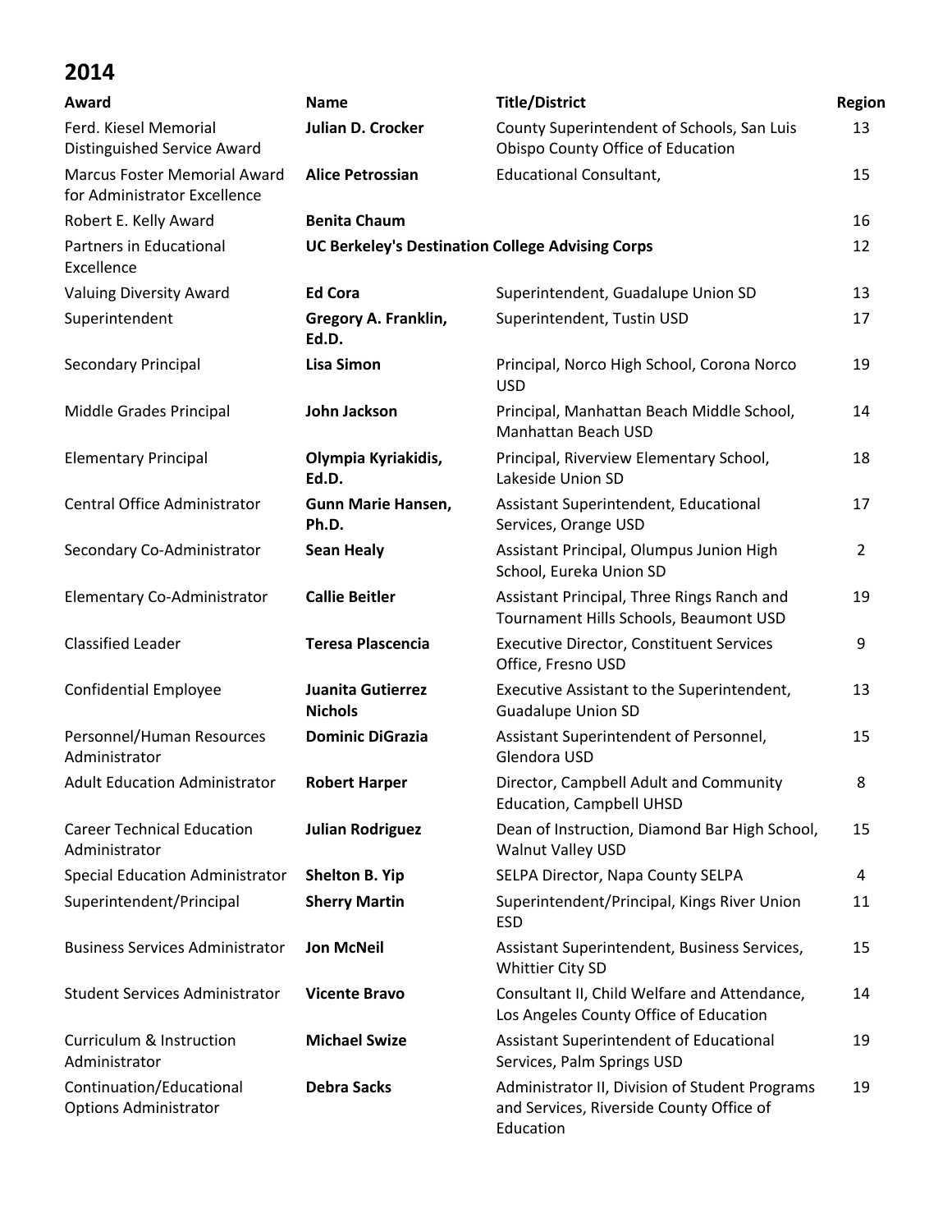## 2014

| Award | Name | Title/District | Region |
| --- | --- | --- | --- |
| Ferd. Kiesel Memorial Distinguished Service Award | **Julian D. Crocker** | County Superintendent of Schools, San Luis Obispo County Office of Education | 13 |
| Marcus Foster Memorial Award for Administrator Excellence | **Alice Petrossian** | Educational Consultant, | 15 |
| Robert E. Kelly Award | **Benita Chaum** | | 16 |
| Partners in Educational Excellence | **UC Berkeley's Destination College Advising Corps** | | 12 |
| Valuing Diversity Award | **Ed Cora** | Superintendent, Guadalupe Union SD | 13 |
| Superintendent | **Gregory A. Franklin, Ed.D.** | Superintendent, Tustin USD | 17 |
| Secondary Principal | **Lisa Simon** | Principal, Norco High School, Corona Norco USD | 19 |
| Middle Grades Principal | **John Jackson** | Principal, Manhattan Beach Middle School, Manhattan Beach USD | 14 |
| Elementary Principal | **Olympia Kyriakidis, Ed.D.** | Principal, Riverview Elementary School, Lakeside Union SD | 18 |
| Central Office Administrator | **Gunn Marie Hansen, Ph.D.** | Assistant Superintendent, Educational Services, Orange USD | 17 |
| Secondary Co-Administrator | **Sean Healy** | Assistant Principal, Olumpus Junion High School, Eureka Union SD | 2 |
| Elementary Co-Administrator | **Callie Beitler** | Assistant Principal, Three Rings Ranch and Tournament Hills Schools, Beaumont USD | 19 |
| Classified Leader | **Teresa Plascencia** | Executive Director, Constituent Services Office, Fresno USD | 9 |
| Confidential Employee | **Juanita Gutierrez Nichols** | Executive Assistant to the Superintendent, Guadalupe Union SD | 13 |
| Personnel/Human Resources Administrator | **Dominic DiGrazia** | Assistant Superintendent of Personnel, Glendora USD | 15 |
| Adult Education Administrator | **Robert Harper** | Director, Campbell Adult and Community Education, Campbell UHSD | 8 |
| Career Technical Education Administrator | **Julian Rodriguez** | Dean of Instruction, Diamond Bar High School, Walnut Valley USD | 15 |
| Special Education Administrator | **Shelton B. Yip** | SELPA Director, Napa County SELPA | 4 |
| Superintendent/Principal | **Sherry Martin** | Superintendent/Principal, Kings River Union ESD | 11 |
| Business Services Administrator | **Jon McNeil** | Assistant Superintendent, Business Services, Whittier City SD | 15 |
| Student Services Administrator | **Vicente Bravo** | Consultant II, Child Welfare and Attendance, Los Angeles County Office of Education | 14 |
| Curriculum & Instruction Administrator | **Michael Swize** | Assistant Superintendent of Educational Services, Palm Springs USD | 19 |
| Continuation/Educational Options Administrator | **Debra Sacks** | Administrator II, Division of Student Programs and Services, Riverside County Office of Education | 19 |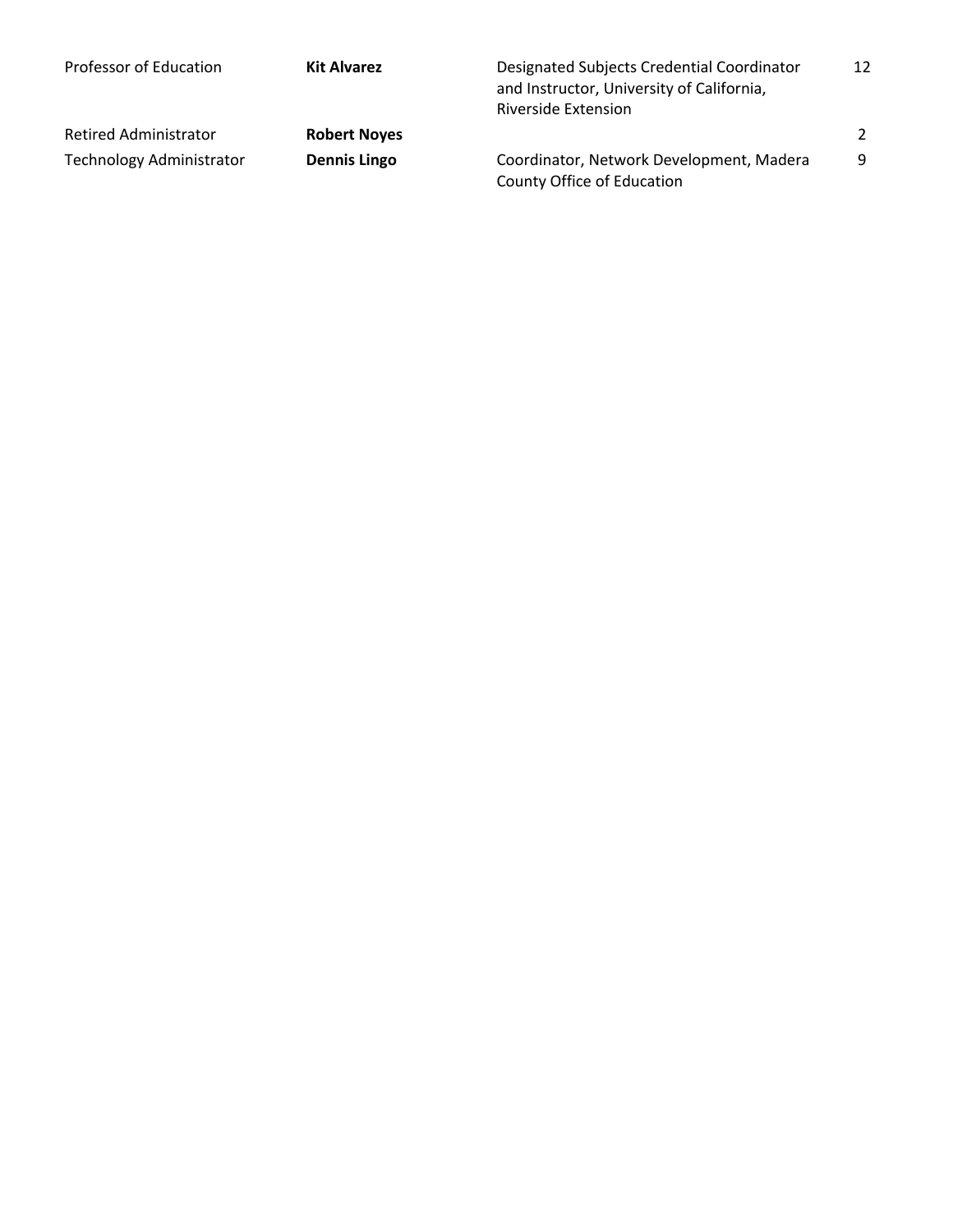| | | | |
|---|---|---|---|
| Professor of Education | **Kit Alvarez** | Designated Subjects Credential Coordinator and Instructor, University of California, Riverside Extension | 12 |
| Retired Administrator | **Robert Noyes** | | 2 |
| Technology Administrator | **Dennis Lingo** | Coordinator, Network Development, Madera County Office of Education | 9 |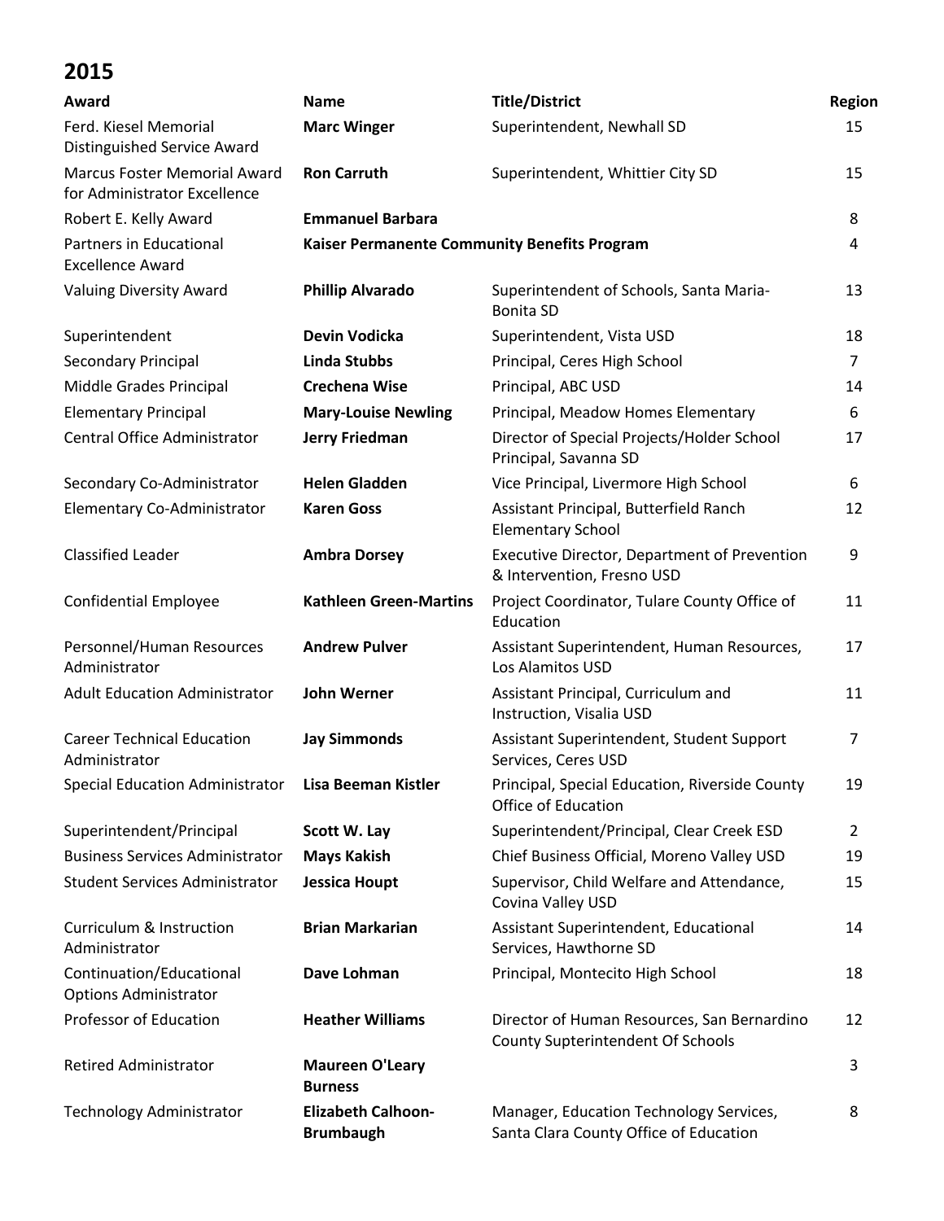## 2015

| Award | Name | Title/District | Region |
|---|---|---|---|
| Ferd. Kiesel Memorial Distinguished Service Award | **Marc Winger** | Superintendent, Newhall SD | 15 |
| Marcus Foster Memorial Award for Administrator Excellence | **Ron Carruth** | Superintendent, Whittier City SD | 15 |
| Robert E. Kelly Award | **Emmanuel Barbara** | | 8 |
| Partners in Educational Excellence Award | **Kaiser Permanente Community Benefits Program** | | 4 |
| Valuing Diversity Award | **Phillip Alvarado** | Superintendent of Schools, Santa Maria-Bonita SD | 13 |
| Superintendent | **Devin Vodicka** | Superintendent, Vista USD | 18 |
| Secondary Principal | **Linda Stubbs** | Principal, Ceres High School | 7 |
| Middle Grades Principal | **Crechena Wise** | Principal, ABC USD | 14 |
| Elementary Principal | **Mary-Louise Newling** | Principal, Meadow Homes Elementary | 6 |
| Central Office Administrator | **Jerry Friedman** | Director of Special Projects/Holder School Principal, Savanna SD | 17 |
| Secondary Co-Administrator | **Helen Gladden** | Vice Principal, Livermore High School | 6 |
| Elementary Co-Administrator | **Karen Goss** | Assistant Principal, Butterfield Ranch Elementary School | 12 |
| Classified Leader | **Ambra Dorsey** | Executive Director, Department of Prevention & Intervention, Fresno USD | 9 |
| Confidential Employee | **Kathleen Green-Martins** | Project Coordinator, Tulare County Office of Education | 11 |
| Personnel/Human Resources Administrator | **Andrew Pulver** | Assistant Superintendent, Human Resources, Los Alamitos USD | 17 |
| Adult Education Administrator | **John Werner** | Assistant Principal, Curriculum and Instruction, Visalia USD | 11 |
| Career Technical Education Administrator | **Jay Simmonds** | Assistant Superintendent, Student Support Services, Ceres USD | 7 |
| Special Education Administrator | **Lisa Beeman Kistler** | Principal, Special Education, Riverside County Office of Education | 19 |
| Superintendent/Principal | **Scott W. Lay** | Superintendent/Principal, Clear Creek ESD | 2 |
| Business Services Administrator | **Mays Kakish** | Chief Business Official, Moreno Valley USD | 19 |
| Student Services Administrator | **Jessica Houpt** | Supervisor, Child Welfare and Attendance, Covina Valley USD | 15 |
| Curriculum & Instruction Administrator | **Brian Markarian** | Assistant Superintendent, Educational Services, Hawthorne SD | 14 |
| Continuation/Educational Options Administrator | **Dave Lohman** | Principal, Montecito High School | 18 |
| Professor of Education | **Heather Williams** | Director of Human Resources, San Bernardino County Supterintendent Of Schools | 12 |
| Retired Administrator | **Maureen O'Leary Burness** | | 3 |
| Technology Administrator | **Elizabeth Calhoon-Brumbaugh** | Manager, Education Technology Services, Santa Clara County Office of Education | 8 |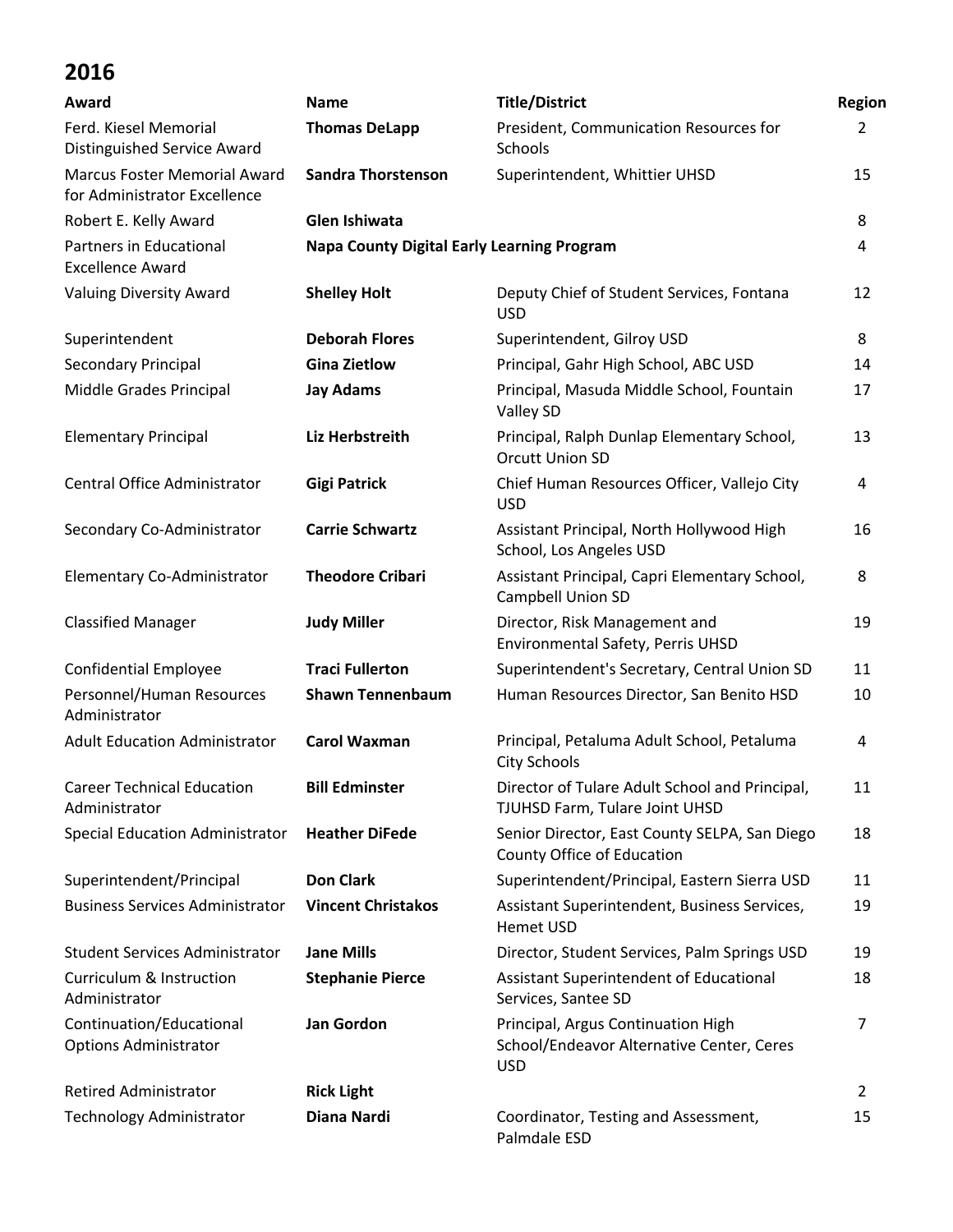## 2016

| Award | Name | Title/District | Region |
|---|---|---|---|
| Ferd. Kiesel Memorial Distinguished Service Award | **Thomas DeLapp** | President, Communication Resources for Schools | 2 |
| Marcus Foster Memorial Award for Administrator Excellence | **Sandra Thorstenson** | Superintendent, Whittier UHSD | 15 |
| Robert E. Kelly Award | **Glen Ishiwata** | | 8 |
| Partners in Educational Excellence Award | **Napa County Digital Early Learning Program** | | 4 |
| Valuing Diversity Award | **Shelley Holt** | Deputy Chief of Student Services, Fontana USD | 12 |
| Superintendent | **Deborah Flores** | Superintendent, Gilroy USD | 8 |
| Secondary Principal | **Gina Zietlow** | Principal, Gahr High School, ABC USD | 14 |
| Middle Grades Principal | **Jay Adams** | Principal, Masuda Middle School, Fountain Valley SD | 17 |
| Elementary Principal | **Liz Herbstreith** | Principal, Ralph Dunlap Elementary School, Orcutt Union SD | 13 |
| Central Office Administrator | **Gigi Patrick** | Chief Human Resources Officer, Vallejo City USD | 4 |
| Secondary Co-Administrator | **Carrie Schwartz** | Assistant Principal, North Hollywood High School, Los Angeles USD | 16 |
| Elementary Co-Administrator | **Theodore Cribari** | Assistant Principal, Capri Elementary School, Campbell Union SD | 8 |
| Classified Manager | **Judy Miller** | Director, Risk Management and Environmental Safety, Perris UHSD | 19 |
| Confidential Employee | **Traci Fullerton** | Superintendent's Secretary, Central Union SD | 11 |
| Personnel/Human Resources Administrator | **Shawn Tennenbaum** | Human Resources Director, San Benito HSD | 10 |
| Adult Education Administrator | **Carol Waxman** | Principal, Petaluma Adult School, Petaluma City Schools | 4 |
| Career Technical Education Administrator | **Bill Edminster** | Director of Tulare Adult School and Principal, TJUHSD Farm, Tulare Joint UHSD | 11 |
| Special Education Administrator | **Heather DiFede** | Senior Director, East County SELPA, San Diego County Office of Education | 18 |
| Superintendent/Principal | **Don Clark** | Superintendent/Principal, Eastern Sierra USD | 11 |
| Business Services Administrator | **Vincent Christakos** | Assistant Superintendent, Business Services, Hemet USD | 19 |
| Student Services Administrator | **Jane Mills** | Director, Student Services, Palm Springs USD | 19 |
| Curriculum & Instruction Administrator | **Stephanie Pierce** | Assistant Superintendent of Educational Services, Santee SD | 18 |
| Continuation/Educational Options Administrator | **Jan Gordon** | Principal, Argus Continuation High School/Endeavor Alternative Center, Ceres USD | 7 |
| Retired Administrator | **Rick Light** | | 2 |
| Technology Administrator | **Diana Nardi** | Coordinator, Testing and Assessment, Palmdale ESD | 15 |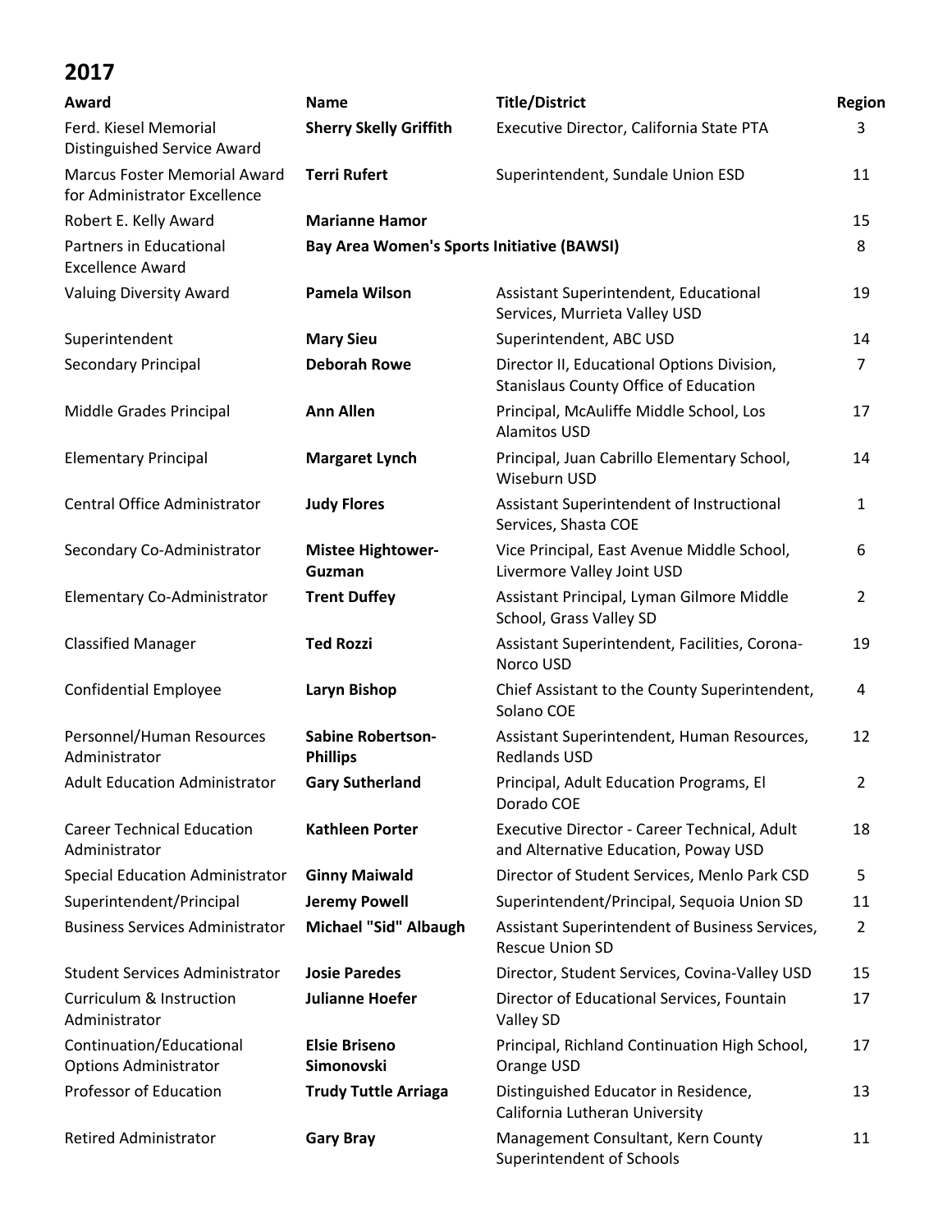## 2017

| Award | Name | Title/District | Region |
|---|---|---|---|
| Ferd. Kiesel Memorial Distinguished Service Award | **Sherry Skelly Griffith** | Executive Director, California State PTA | 3 |
| Marcus Foster Memorial Award for Administrator Excellence | **Terri Rufert** | Superintendent, Sundale Union ESD | 11 |
| Robert E. Kelly Award | **Marianne Hamor** | | 15 |
| Partners in Educational Excellence Award | **Bay Area Women's Sports Initiative (BAWSI)** | | 8 |
| Valuing Diversity Award | **Pamela Wilson** | Assistant Superintendent, Educational Services, Murrieta Valley USD | 19 |
| Superintendent | **Mary Sieu** | Superintendent, ABC USD | 14 |
| Secondary Principal | **Deborah Rowe** | Director II, Educational Options Division, Stanislaus County Office of Education | 7 |
| Middle Grades Principal | **Ann Allen** | Principal, McAuliffe Middle School, Los Alamitos USD | 17 |
| Elementary Principal | **Margaret Lynch** | Principal, Juan Cabrillo Elementary School, Wiseburn USD | 14 |
| Central Office Administrator | **Judy Flores** | Assistant Superintendent of Instructional Services, Shasta COE | 1 |
| Secondary Co-Administrator | **Mistee Hightower-Guzman** | Vice Principal, East Avenue Middle School, Livermore Valley Joint USD | 6 |
| Elementary Co-Administrator | **Trent Duffey** | Assistant Principal, Lyman Gilmore Middle School, Grass Valley SD | 2 |
| Classified Manager | **Ted Rozzi** | Assistant Superintendent, Facilities, Corona-Norco USD | 19 |
| Confidential Employee | **Laryn Bishop** | Chief Assistant to the County Superintendent, Solano COE | 4 |
| Personnel/Human Resources Administrator | **Sabine Robertson-Phillips** | Assistant Superintendent, Human Resources, Redlands USD | 12 |
| Adult Education Administrator | **Gary Sutherland** | Principal, Adult Education Programs, El Dorado COE | 2 |
| Career Technical Education Administrator | **Kathleen Porter** | Executive Director - Career Technical, Adult and Alternative Education, Poway USD | 18 |
| Special Education Administrator | **Ginny Maiwald** | Director of Student Services, Menlo Park CSD | 5 |
| Superintendent/Principal | **Jeremy Powell** | Superintendent/Principal, Sequoia Union SD | 11 |
| Business Services Administrator | **Michael "Sid" Albaugh** | Assistant Superintendent of Business Services, Rescue Union SD | 2 |
| Student Services Administrator | **Josie Paredes** | Director, Student Services, Covina-Valley USD | 15 |
| Curriculum & Instruction Administrator | **Julianne Hoefer** | Director of Educational Services, Fountain Valley SD | 17 |
| Continuation/Educational Options Administrator | **Elsie Briseno Simonovski** | Principal, Richland Continuation High School, Orange USD | 17 |
| Professor of Education | **Trudy Tuttle Arriaga** | Distinguished Educator in Residence, California Lutheran University | 13 |
| Retired Administrator | **Gary Bray** | Management Consultant, Kern County Superintendent of Schools | 11 |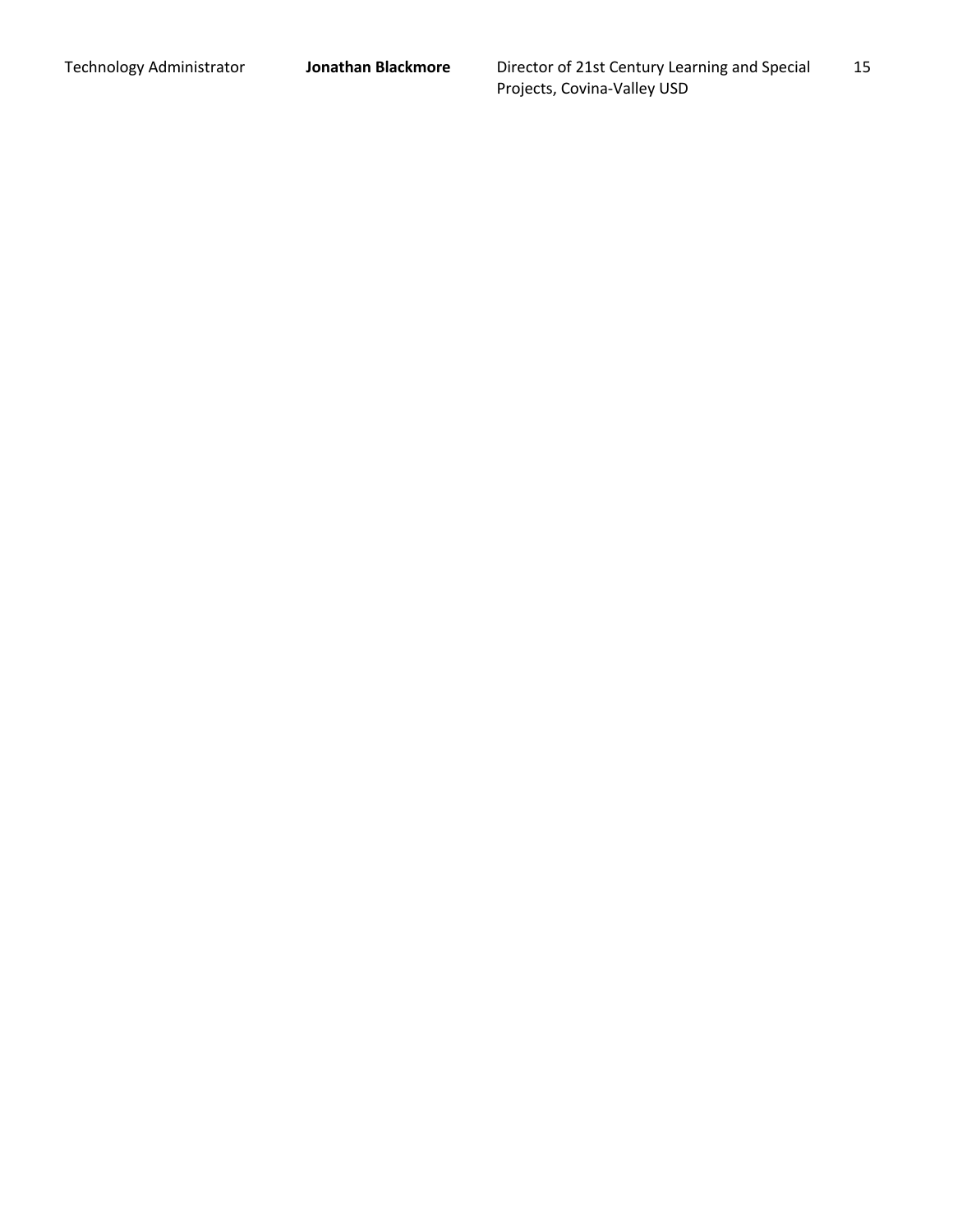| | | | |
|---|---|---|---|
| Technology Administrator | **Jonathan Blackmore** | Director of 21st Century Learning and Special Projects, Covina-Valley USD | 15 |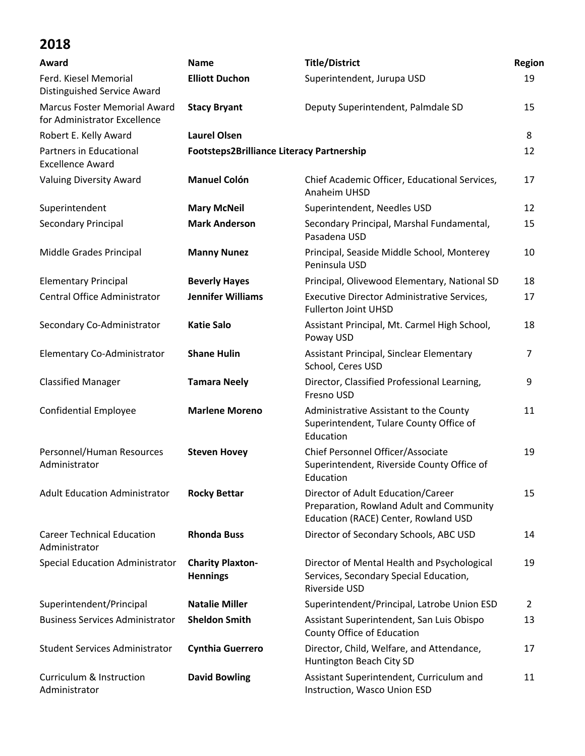## 2018

| Award | Name | Title/District | Region |
|---|---|---|---|
| Ferd. Kiesel Memorial Distinguished Service Award | **Elliott Duchon** | Superintendent, Jurupa USD | 19 |
| Marcus Foster Memorial Award for Administrator Excellence | **Stacy Bryant** | Deputy Superintendent, Palmdale SD | 15 |
| Robert E. Kelly Award | **Laurel Olsen** | | 8 |
| Partners in Educational Excellence Award | **Footsteps2Brilliance Literacy Partnership** | | 12 |
| Valuing Diversity Award | **Manuel Colón** | Chief Academic Officer, Educational Services, Anaheim UHSD | 17 |
| Superintendent | **Mary McNeil** | Superintendent, Needles USD | 12 |
| Secondary Principal | **Mark Anderson** | Secondary Principal, Marshal Fundamental, Pasadena USD | 15 |
| Middle Grades Principal | **Manny Nunez** | Principal, Seaside Middle School, Monterey Peninsula USD | 10 |
| Elementary Principal | **Beverly Hayes** | Principal, Olivewood Elementary, National SD | 18 |
| Central Office Administrator | **Jennifer Williams** | Executive Director Administrative Services, Fullerton Joint UHSD | 17 |
| Secondary Co-Administrator | **Katie Salo** | Assistant Principal, Mt. Carmel High School, Poway USD | 18 |
| Elementary Co-Administrator | **Shane Hulin** | Assistant Principal, Sinclear Elementary School, Ceres USD | 7 |
| Classified Manager | **Tamara Neely** | Director, Classified Professional Learning, Fresno USD | 9 |
| Confidential Employee | **Marlene Moreno** | Administrative Assistant to the County Superintendent, Tulare County Office of Education | 11 |
| Personnel/Human Resources Administrator | **Steven Hovey** | Chief Personnel Officer/Associate Superintendent, Riverside County Office of Education | 19 |
| Adult Education Administrator | **Rocky Bettar** | Director of Adult Education/Career Preparation, Rowland Adult and Community Education (RACE) Center, Rowland USD | 15 |
| Career Technical Education Administrator | **Rhonda Buss** | Director of Secondary Schools, ABC USD | 14 |
| Special Education Administrator | **Charity Plaxton-Hennings** | Director of Mental Health and Psychological Services, Secondary Special Education, Riverside USD | 19 |
| Superintendent/Principal | **Natalie Miller** | Superintendent/Principal, Latrobe Union ESD | 2 |
| Business Services Administrator | **Sheldon Smith** | Assistant Superintendent, San Luis Obispo County Office of Education | 13 |
| Student Services Administrator | **Cynthia Guerrero** | Director, Child, Welfare, and Attendance, Huntington Beach City SD | 17 |
| Curriculum & Instruction Administrator | **David Bowling** | Assistant Superintendent, Curriculum and Instruction, Wasco Union ESD | 11 |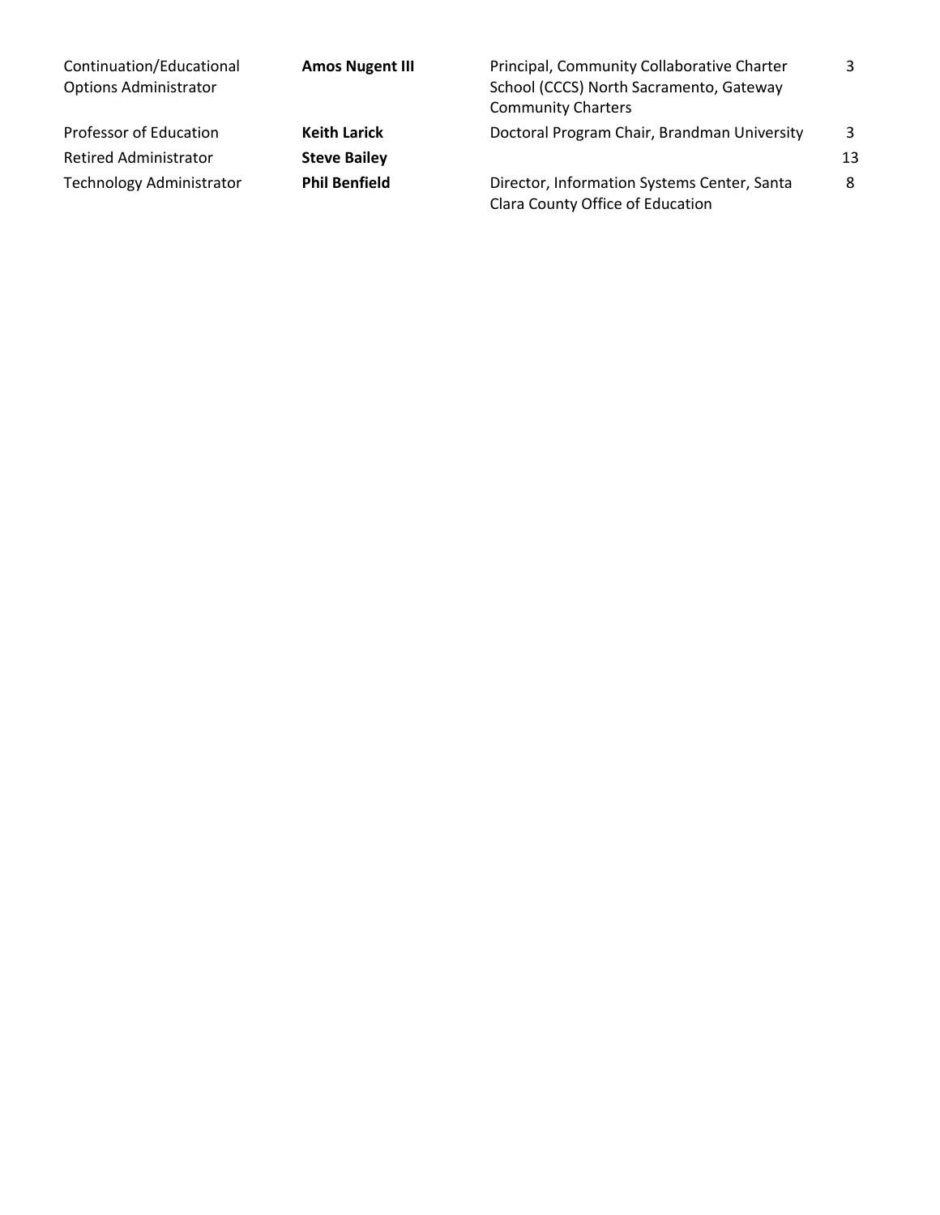| | | | |
|---|---|---|---|
| Continuation/Educational Options Administrator | **Amos Nugent III** | Principal, Community Collaborative Charter School (CCCS) North Sacramento, Gateway Community Charters | 3 |
| Professor of Education | **Keith Larick** | Doctoral Program Chair, Brandman University | 3 |
| Retired Administrator | **Steve Bailey** | | 13 |
| Technology Administrator | **Phil Benfield** | Director, Information Systems Center, Santa Clara County Office of Education | 8 |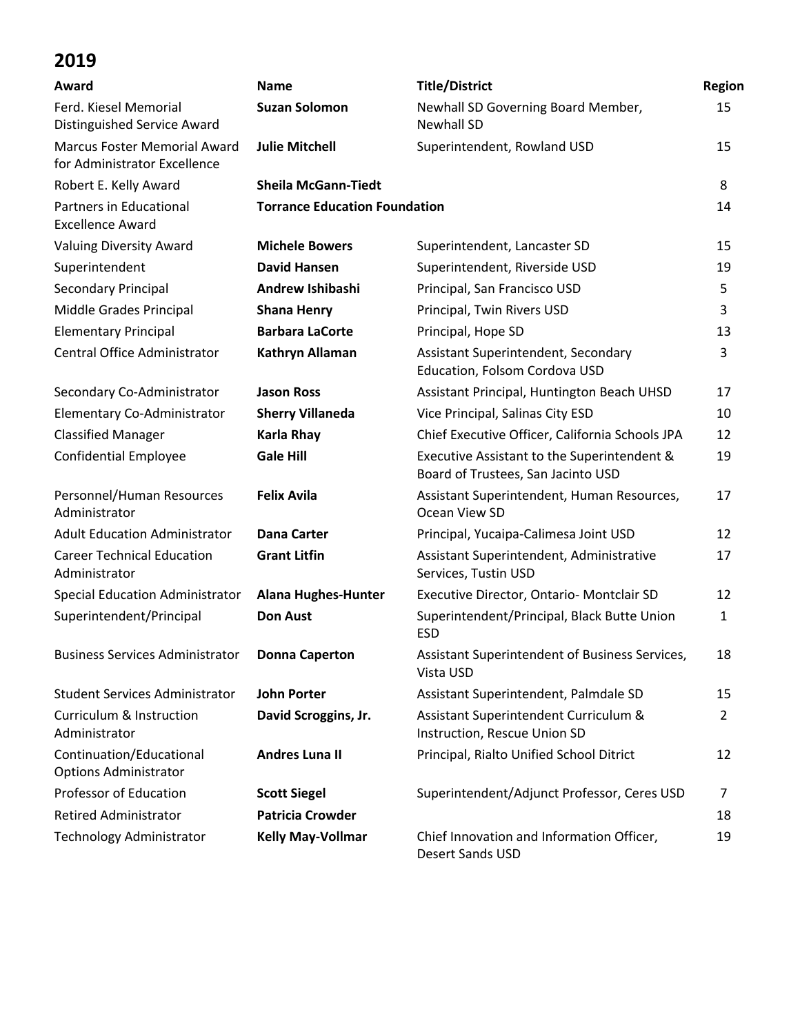## 2019

| Award | Name | Title/District | Region |
|---|---|---|---|
| Ferd. Kiesel Memorial Distinguished Service Award | **Suzan Solomon** | Newhall SD Governing Board Member, Newhall SD | 15 |
| Marcus Foster Memorial Award for Administrator Excellence | **Julie Mitchell** | Superintendent, Rowland USD | 15 |
| Robert E. Kelly Award | **Sheila McGann-Tiedt** | | 8 |
| Partners in Educational Excellence Award | **Torrance Education Foundation** | | 14 |
| Valuing Diversity Award | **Michele Bowers** | Superintendent, Lancaster SD | 15 |
| Superintendent | **David Hansen** | Superintendent, Riverside USD | 19 |
| Secondary Principal | **Andrew Ishibashi** | Principal, San Francisco USD | 5 |
| Middle Grades Principal | **Shana Henry** | Principal, Twin Rivers USD | 3 |
| Elementary Principal | **Barbara LaCorte** | Principal, Hope SD | 13 |
| Central Office Administrator | **Kathryn Allaman** | Assistant Superintendent, Secondary Education, Folsom Cordova USD | 3 |
| Secondary Co-Administrator | **Jason Ross** | Assistant Principal, Huntington Beach UHSD | 17 |
| Elementary Co-Administrator | **Sherry Villaneda** | Vice Principal, Salinas City ESD | 10 |
| Classified Manager | **Karla Rhay** | Chief Executive Officer, California Schools JPA | 12 |
| Confidential Employee | **Gale Hill** | Executive Assistant to the Superintendent & Board of Trustees, San Jacinto USD | 19 |
| Personnel/Human Resources Administrator | **Felix Avila** | Assistant Superintendent, Human Resources, Ocean View SD | 17 |
| Adult Education Administrator | **Dana Carter** | Principal, Yucaipa-Calimesa Joint USD | 12 |
| Career Technical Education Administrator | **Grant Litfin** | Assistant Superintendent, Administrative Services, Tustin USD | 17 |
| Special Education Administrator | **Alana Hughes-Hunter** | Executive Director, Ontario- Montclair SD | 12 |
| Superintendent/Principal | **Don Aust** | Superintendent/Principal, Black Butte Union ESD | 1 |
| Business Services Administrator | **Donna Caperton** | Assistant Superintendent of Business Services, Vista USD | 18 |
| Student Services Administrator | **John Porter** | Assistant Superintendent, Palmdale SD | 15 |
| Curriculum & Instruction Administrator | **David Scroggins, Jr.** | Assistant Superintendent Curriculum & Instruction, Rescue Union SD | 2 |
| Continuation/Educational Options Administrator | **Andres Luna II** | Principal, Rialto Unified School Ditrict | 12 |
| Professor of Education | **Scott Siegel** | Superintendent/Adjunct Professor, Ceres USD | 7 |
| Retired Administrator | **Patricia Crowder** | | 18 |
| Technology Administrator | **Kelly May-Vollmar** | Chief Innovation and Information Officer, Desert Sands USD | 19 |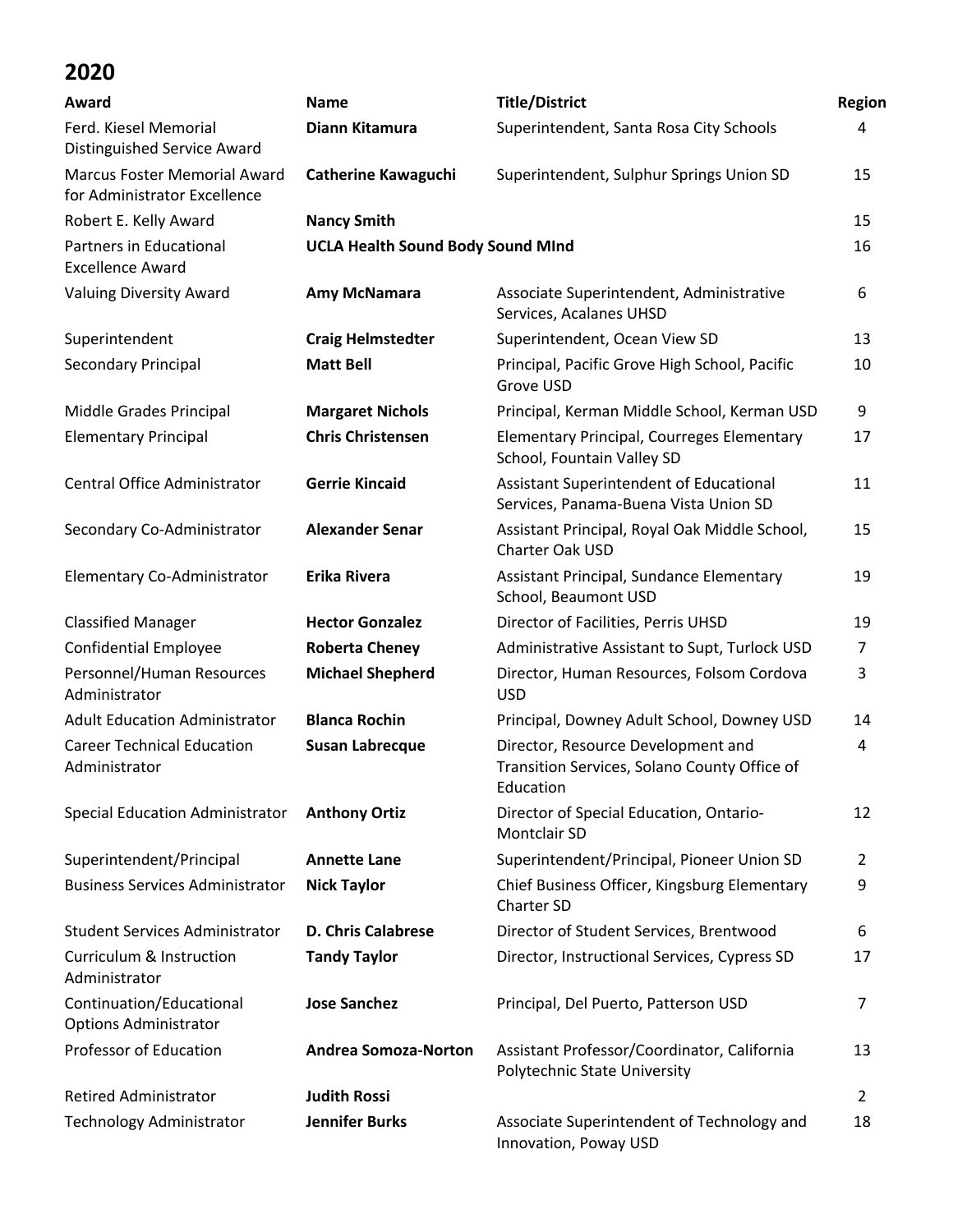## 2020

| Award | Name | Title/District | Region |
|---|---|---|---|
| Ferd. Kiesel Memorial Distinguished Service Award | **Diann Kitamura** | Superintendent, Santa Rosa City Schools | 4 |
| Marcus Foster Memorial Award for Administrator Excellence | **Catherine Kawaguchi** | Superintendent, Sulphur Springs Union SD | 15 |
| Robert E. Kelly Award | **Nancy Smith** | | 15 |
| Partners in Educational Excellence Award | **UCLA Health Sound Body Sound MInd** | | 16 |
| Valuing Diversity Award | **Amy McNamara** | Associate Superintendent, Administrative Services, Acalanes UHSD | 6 |
| Superintendent | **Craig Helmstedter** | Superintendent, Ocean View SD | 13 |
| Secondary Principal | **Matt Bell** | Principal, Pacific Grove High School, Pacific Grove USD | 10 |
| Middle Grades Principal | **Margaret Nichols** | Principal, Kerman Middle School, Kerman USD | 9 |
| Elementary Principal | **Chris Christensen** | Elementary Principal, Courreges Elementary School, Fountain Valley SD | 17 |
| Central Office Administrator | **Gerrie Kincaid** | Assistant Superintendent of Educational Services, Panama-Buena Vista Union SD | 11 |
| Secondary Co-Administrator | **Alexander Senar** | Assistant Principal, Royal Oak Middle School, Charter Oak USD | 15 |
| Elementary Co-Administrator | **Erika Rivera** | Assistant Principal, Sundance Elementary School, Beaumont USD | 19 |
| Classified Manager | **Hector Gonzalez** | Director of Facilities, Perris UHSD | 19 |
| Confidential Employee | **Roberta Cheney** | Administrative Assistant to Supt, Turlock USD | 7 |
| Personnel/Human Resources Administrator | **Michael Shepherd** | Director, Human Resources, Folsom Cordova USD | 3 |
| Adult Education Administrator | **Blanca Rochin** | Principal, Downey Adult School, Downey USD | 14 |
| Career Technical Education Administrator | **Susan Labrecque** | Director, Resource Development and Transition Services, Solano County Office of Education | 4 |
| Special Education Administrator | **Anthony Ortiz** | Director of Special Education, Ontario-Montclair SD | 12 |
| Superintendent/Principal | **Annette Lane** | Superintendent/Principal, Pioneer Union SD | 2 |
| Business Services Administrator | **Nick Taylor** | Chief Business Officer, Kingsburg Elementary Charter SD | 9 |
| Student Services Administrator | **D. Chris Calabrese** | Director of Student Services, Brentwood | 6 |
| Curriculum & Instruction Administrator | **Tandy Taylor** | Director, Instructional Services, Cypress SD | 17 |
| Continuation/Educational Options Administrator | **Jose Sanchez** | Principal, Del Puerto, Patterson USD | 7 |
| Professor of Education | **Andrea Somoza-Norton** | Assistant Professor/Coordinator, California Polytechnic State University | 13 |
| Retired Administrator | **Judith Rossi** | | 2 |
| Technology Administrator | **Jennifer Burks** | Associate Superintendent of Technology and Innovation, Poway USD | 18 |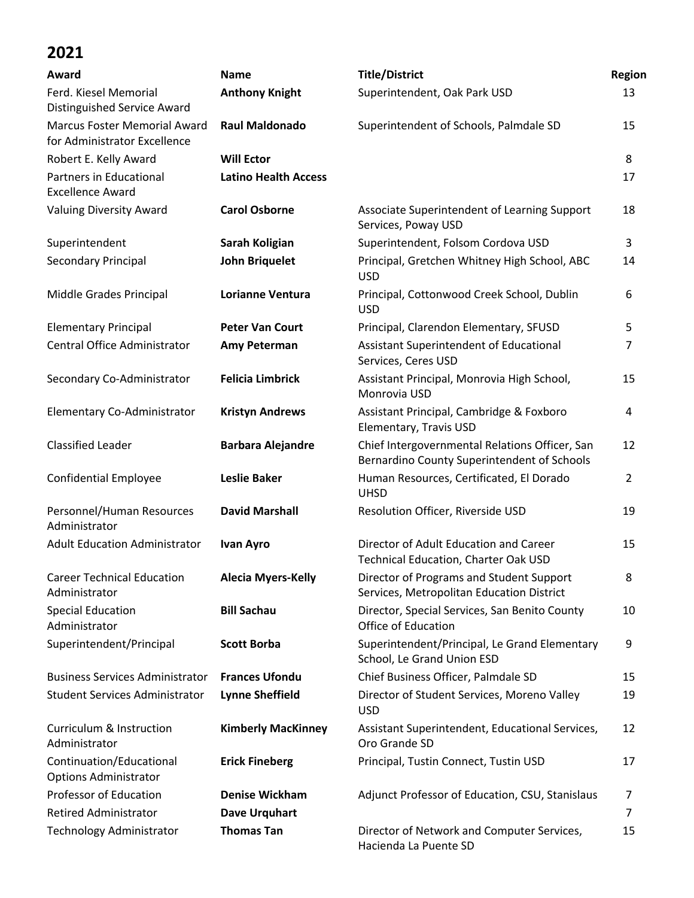## 2021

| Award | Name | Title/District | Region |
|---|---|---|---|
| Ferd. Kiesel Memorial Distinguished Service Award | **Anthony Knight** | Superintendent, Oak Park USD | 13 |
| Marcus Foster Memorial Award for Administrator Excellence | **Raul Maldonado** | Superintendent of Schools, Palmdale SD | 15 |
| Robert E. Kelly Award | **Will Ector** | | 8 |
| Partners in Educational Excellence Award | **Latino Health Access** | | 17 |
| Valuing Diversity Award | **Carol Osborne** | Associate Superintendent of Learning Support Services, Poway USD | 18 |
| Superintendent | **Sarah Koligian** | Superintendent, Folsom Cordova USD | 3 |
| Secondary Principal | **John Briquelet** | Principal, Gretchen Whitney High School, ABC USD | 14 |
| Middle Grades Principal | **Lorianne Ventura** | Principal, Cottonwood Creek School, Dublin USD | 6 |
| Elementary Principal | **Peter Van Court** | Principal, Clarendon Elementary, SFUSD | 5 |
| Central Office Administrator | **Amy Peterman** | Assistant Superintendent of Educational Services, Ceres USD | 7 |
| Secondary Co-Administrator | **Felicia Limbrick** | Assistant Principal, Monrovia High School, Monrovia USD | 15 |
| Elementary Co-Administrator | **Kristyn Andrews** | Assistant Principal, Cambridge & Foxboro Elementary, Travis USD | 4 |
| Classified Leader | **Barbara Alejandre** | Chief Intergovernmental Relations Officer, San Bernardino County Superintendent of Schools | 12 |
| Confidential Employee | **Leslie Baker** | Human Resources, Certificated, El Dorado UHSD | 2 |
| Personnel/Human Resources Administrator | **David Marshall** | Resolution Officer, Riverside USD | 19 |
| Adult Education Administrator | **Ivan Ayro** | Director of Adult Education and Career Technical Education, Charter Oak USD | 15 |
| Career Technical Education Administrator | **Alecia Myers-Kelly** | Director of Programs and Student Support Services, Metropolitan Education District | 8 |
| Special Education Administrator | **Bill Sachau** | Director, Special Services, San Benito County Office of Education | 10 |
| Superintendent/Principal | **Scott Borba** | Superintendent/Principal, Le Grand Elementary School, Le Grand Union ESD | 9 |
| Business Services Administrator | **Frances Ufondu** | Chief Business Officer, Palmdale SD | 15 |
| Student Services Administrator | **Lynne Sheffield** | Director of Student Services, Moreno Valley USD | 19 |
| Curriculum & Instruction Administrator | **Kimberly MacKinney** | Assistant Superintendent, Educational Services, Oro Grande SD | 12 |
| Continuation/Educational Options Administrator | **Erick Fineberg** | Principal, Tustin Connect, Tustin USD | 17 |
| Professor of Education | **Denise Wickham** | Adjunct Professor of Education, CSU, Stanislaus | 7 |
| Retired Administrator | **Dave Urquhart** | | 7 |
| Technology Administrator | **Thomas Tan** | Director of Network and Computer Services, Hacienda La Puente SD | 15 |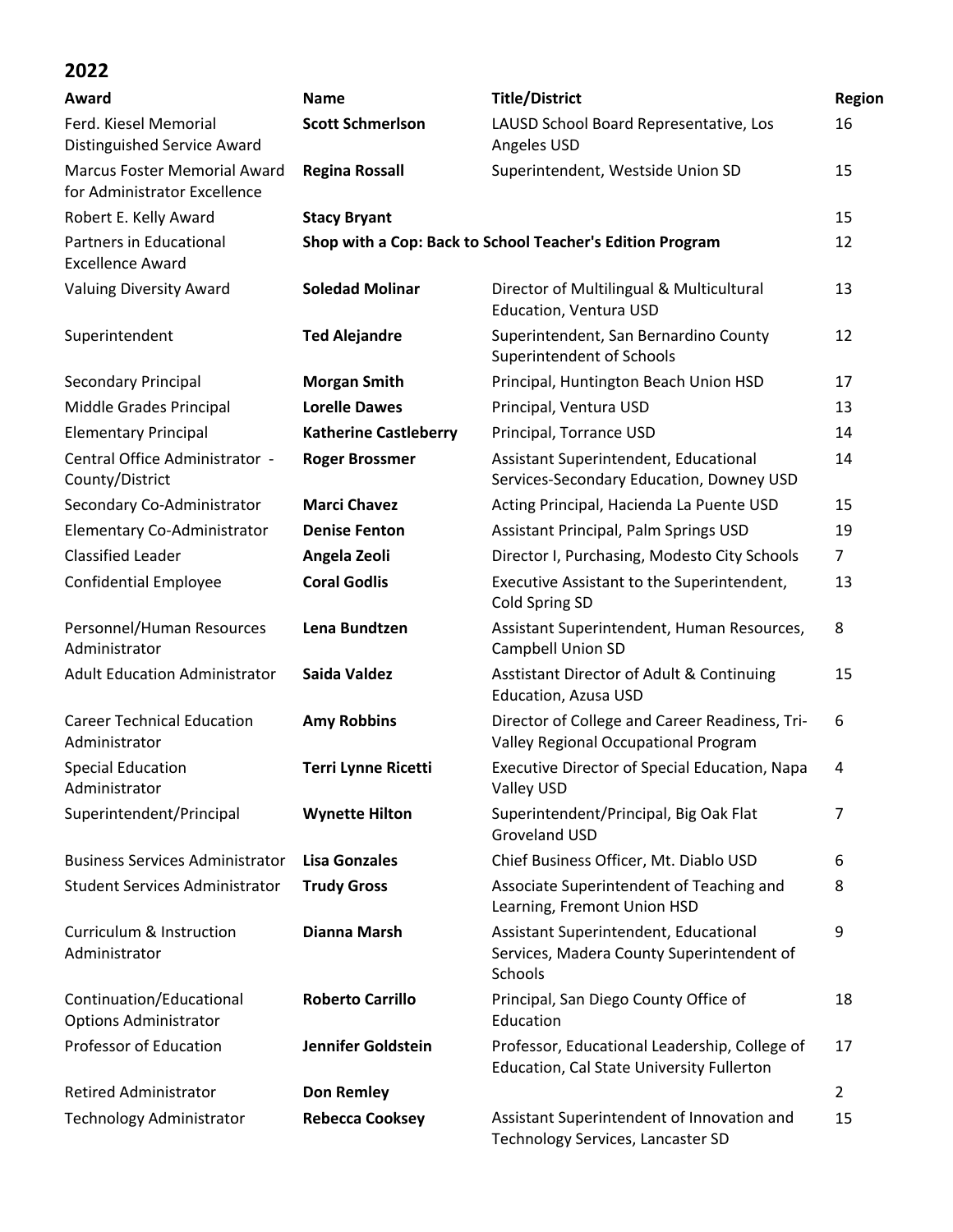## 2022

| Award | Name | Title/District | Region |
|---|---|---|---|
| Ferd. Kiesel Memorial Distinguished Service Award | **Scott Schmerlson** | LAUSD School Board Representative, Los Angeles USD | 16 |
| Marcus Foster Memorial Award for Administrator Excellence | **Regina Rossall** | Superintendent, Westside Union SD | 15 |
| Robert E. Kelly Award | **Stacy Bryant** | | 15 |
| Partners in Educational Excellence Award | **Shop with a Cop: Back to School Teacher's Edition Program** | | 12 |
| Valuing Diversity Award | **Soledad Molinar** | Director of Multilingual & Multicultural Education, Ventura USD | 13 |
| Superintendent | **Ted Alejandre** | Superintendent, San Bernardino County Superintendent of Schools | 12 |
| Secondary Principal | **Morgan Smith** | Principal, Huntington Beach Union HSD | 17 |
| Middle Grades Principal | **Lorelle Dawes** | Principal, Ventura USD | 13 |
| Elementary Principal | **Katherine Castleberry** | Principal, Torrance USD | 14 |
| Central Office Administrator - County/District | **Roger Brossmer** | Assistant Superintendent, Educational Services-Secondary Education, Downey USD | 14 |
| Secondary Co-Administrator | **Marci Chavez** | Acting Principal, Hacienda La Puente USD | 15 |
| Elementary Co-Administrator | **Denise Fenton** | Assistant Principal, Palm Springs USD | 19 |
| Classified Leader | **Angela Zeoli** | Director I, Purchasing, Modesto City Schools | 7 |
| Confidential Employee | **Coral Godlis** | Executive Assistant to the Superintendent, Cold Spring SD | 13 |
| Personnel/Human Resources Administrator | **Lena Bundtzen** | Assistant Superintendent, Human Resources, Campbell Union SD | 8 |
| Adult Education Administrator | **Saida Valdez** | Asstistant Director of Adult & Continuing Education, Azusa USD | 15 |
| Career Technical Education Administrator | **Amy Robbins** | Director of College and Career Readiness, Tri-Valley Regional Occupational Program | 6 |
| Special Education Administrator | **Terri Lynne Ricetti** | Executive Director of Special Education, Napa Valley USD | 4 |
| Superintendent/Principal | **Wynette Hilton** | Superintendent/Principal, Big Oak Flat Groveland USD | 7 |
| Business Services Administrator | **Lisa Gonzales** | Chief Business Officer, Mt. Diablo USD | 6 |
| Student Services Administrator | **Trudy Gross** | Associate Superintendent of Teaching and Learning, Fremont Union HSD | 8 |
| Curriculum & Instruction Administrator | **Dianna Marsh** | Assistant Superintendent, Educational Services, Madera County Superintendent of Schools | 9 |
| Continuation/Educational Options Administrator | **Roberto Carrillo** | Principal, San Diego County Office of Education | 18 |
| Professor of Education | **Jennifer Goldstein** | Professor, Educational Leadership, College of Education, Cal State University Fullerton | 17 |
| Retired Administrator | **Don Remley** | | 2 |
| Technology Administrator | **Rebecca Cooksey** | Assistant Superintendent of Innovation and Technology Services, Lancaster SD | 15 |